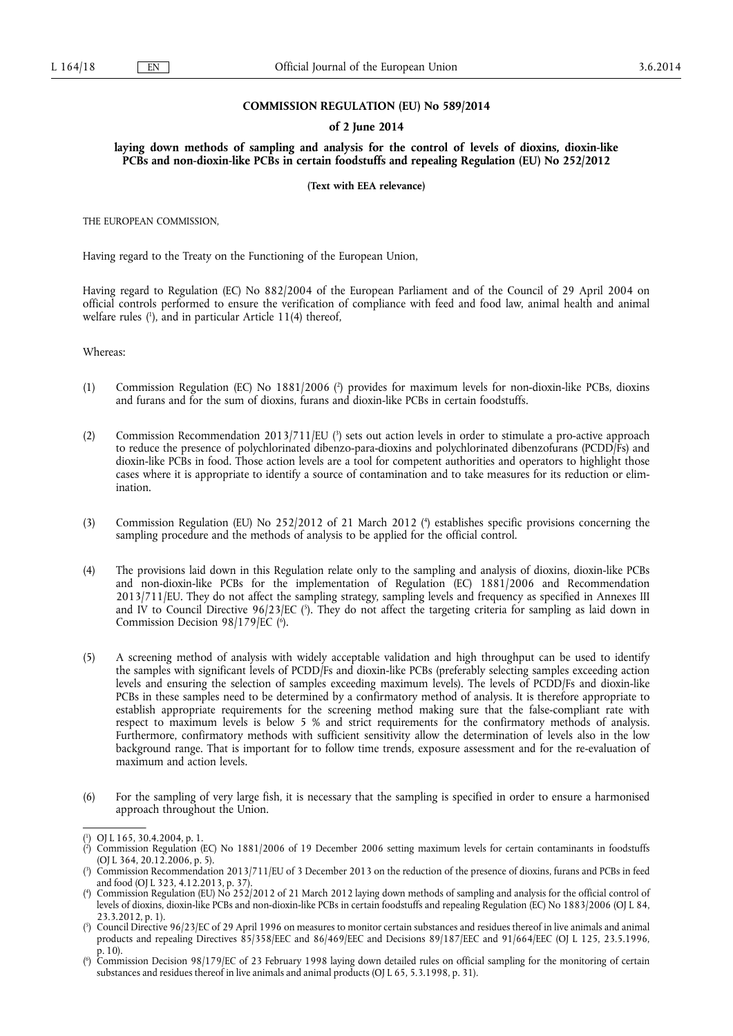**COMMISSION REGULATION (EU) No 589/2014**

**of 2 June 2014**

**laying down methods of sampling and analysis for the control of levels of dioxins, dioxin-like PCBs and non-dioxin-like PCBs in certain foodstuffs and repealing Regulation (EU) No 252/2012**

**(Text with EEA relevance)**

THE EUROPEAN COMMISSION,

Having regard to the Treaty on the Functioning of the European Union,

Having regard to Regulation (EC) No 882/2004 of the European Parliament and of the Council of 29 April 2004 on official controls performed to ensure the verification of compliance with feed and food law, animal health and animal welfare rules [1], and in particular Article 11(4) thereof,

Whereas:

(1) Commission Regulation (EC) No 1881/2006 [2] provides for maximum levels for non-dioxin-like PCBs, dioxins and furans and for the sum of dioxins, furans and dioxin-like PCBs in certain foodstuffs.

(2) Commission Recommendation 2013/711/EU [3] sets out action levels in order to stimulate a pro-active approach to reduce the presence of polychlorinated dibenzo-para-dioxins and polychlorinated dibenzofurans (PCDD/Fs) and dioxin-like PCBs in food. Those action levels are a tool for competent authorities and operators to highlight those cases where it is appropriate to identify a source of contamination and to take measures for its reduction or elimination.

(3) Commission Regulation (EU) No 252/2012 of 21 March 2012 [4] establishes specific provisions concerning the sampling procedure and the methods of analysis to be applied for the official control.

(4) The provisions laid down in this Regulation relate only to the sampling and analysis of dioxins, dioxin-like PCBs and non-dioxin-like PCBs for the implementation of Regulation (EC) 1881/2006 and Recommendation 2013/711/EU. They do not affect the sampling strategy, sampling levels and frequency as specified in Annexes III and IV to Council Directive 96/23/EC [5]. They do not affect the targeting criteria for sampling as laid down in Commission Decision 98/179/EC [6].

(5) A screening method of analysis with widely acceptable validation and high throughput can be used to identify the samples with significant levels of PCDD/Fs and dioxin-like PCBs (preferably selecting samples exceeding action levels and ensuring the selection of samples exceeding maximum levels). The levels of PCDD/Fs and dioxin-like PCBs in these samples need to be determined by a confirmatory method of analysis. It is therefore appropriate to establish appropriate requirements for the screening method making sure that the false-compliant rate with respect to maximum levels is below 5 % and strict requirements for the confirmatory methods of analysis. Furthermore, confirmatory methods with sufficient sensitivity allow the determination of levels also in the low background range. That is important for to follow time trends, exposure assessment and for the re-evaluation of maximum and action levels.

(6) For the sampling of very large fish, it is necessary that the sampling is specified in order to ensure a harmonised approach throughout the Union.

---

[1] OJ L 165, 30.4.2004, p. 1.

[2] Commission Regulation (EC) No 1881/2006 of 19 December 2006 setting maximum levels for certain contaminants in foodstuffs (OJ L 364, 20.12.2006, p. 5).

[3] Commission Recommendation 2013/711/EU of 3 December 2013 on the reduction of the presence of dioxins, furans and PCBs in feed and food (OJ L 323, 4.12.2013, p. 37).

[4] Commission Regulation (EU) No 252/2012 of 21 March 2012 laying down methods of sampling and analysis for the official control of levels of dioxins, dioxin-like PCBs and non-dioxin-like PCBs in certain foodstuffs and repealing Regulation (EC) No 1883/2006 (OJ L 84, 23.3.2012, p. 1).

[5] Council Directive 96/23/EC of 29 April 1996 on measures to monitor certain substances and residues thereof in live animals and animal products and repealing Directives 85/358/EEC and 86/469/EEC and Decisions 89/187/EEC and 91/664/EEC (OJ L 125, 23.5.1996, p. 10).

[6] Commission Decision 98/179/EC of 23 February 1998 laying down detailed rules on official sampling for the monitoring of certain substances and residues thereof in live animals and animal products (OJ L 65, 5.3.1998, p. 31).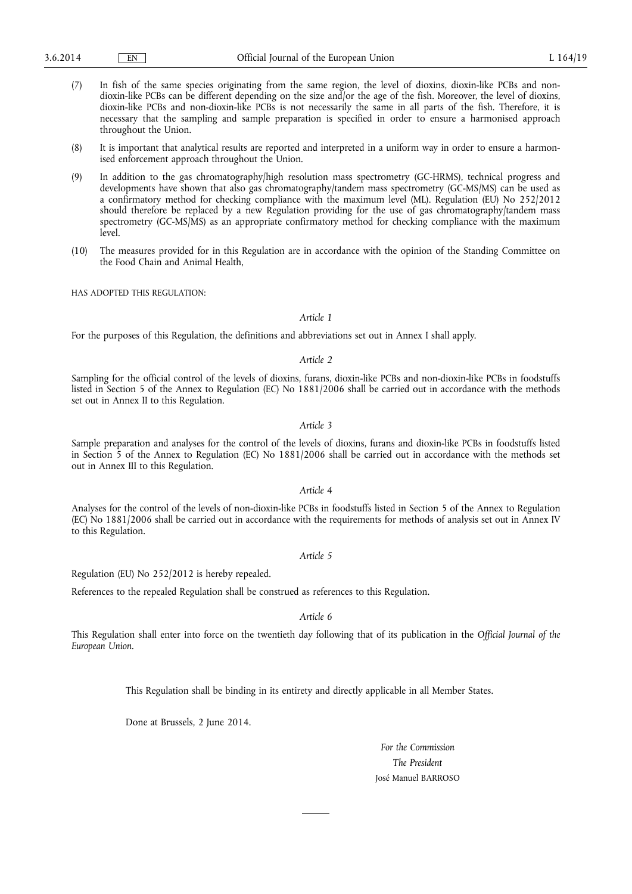(7) In fish of the same species originating from the same region, the level of dioxins, dioxin-like PCBs and non-dioxin-like PCBs can be different depending on the size and/or the age of the fish. Moreover, the level of dioxins, dioxin-like PCBs and non-dioxin-like PCBs is not necessarily the same in all parts of the fish. Therefore, it is necessary that the sampling and sample preparation is specified in order to ensure a harmonised approach throughout the Union.

(8) It is important that analytical results are reported and interpreted in a uniform way in order to ensure a harmonised enforcement approach throughout the Union.

(9) In addition to the gas chromatography/high resolution mass spectrometry (GC-HRMS), technical progress and developments have shown that also gas chromatography/tandem mass spectrometry (GC-MS/MS) can be used as a confirmatory method for checking compliance with the maximum level (ML). Regulation (EU) No 252/2012 should therefore be replaced by a new Regulation providing for the use of gas chromatography/tandem mass spectrometry (GC-MS/MS) as an appropriate confirmatory method for checking compliance with the maximum level.

(10) The measures provided for in this Regulation are in accordance with the opinion of the Standing Committee on the Food Chain and Animal Health,

HAS ADOPTED THIS REGULATION:

*Article 1*

For the purposes of this Regulation, the definitions and abbreviations set out in Annex I shall apply.

*Article 2*

Sampling for the official control of the levels of dioxins, furans, dioxin-like PCBs and non-dioxin-like PCBs in foodstuffs listed in Section 5 of the Annex to Regulation (EC) No 1881/2006 shall be carried out in accordance with the methods set out in Annex II to this Regulation.

*Article 3*

Sample preparation and analyses for the control of the levels of dioxins, furans and dioxin-like PCBs in foodstuffs listed in Section 5 of the Annex to Regulation (EC) No 1881/2006 shall be carried out in accordance with the methods set out in Annex III to this Regulation.

*Article 4*

Analyses for the control of the levels of non-dioxin-like PCBs in foodstuffs listed in Section 5 of the Annex to Regulation (EC) No 1881/2006 shall be carried out in accordance with the requirements for methods of analysis set out in Annex IV to this Regulation.

*Article 5*

Regulation (EU) No 252/2012 is hereby repealed.

References to the repealed Regulation shall be construed as references to this Regulation.

*Article 6*

This Regulation shall enter into force on the twentieth day following that of its publication in the *Official Journal of the European Union*.

This Regulation shall be binding in its entirety and directly applicable in all Member States.

Done at Brussels, 2 June 2014.

*For the Commission*

*The President*

José Manuel BARROSO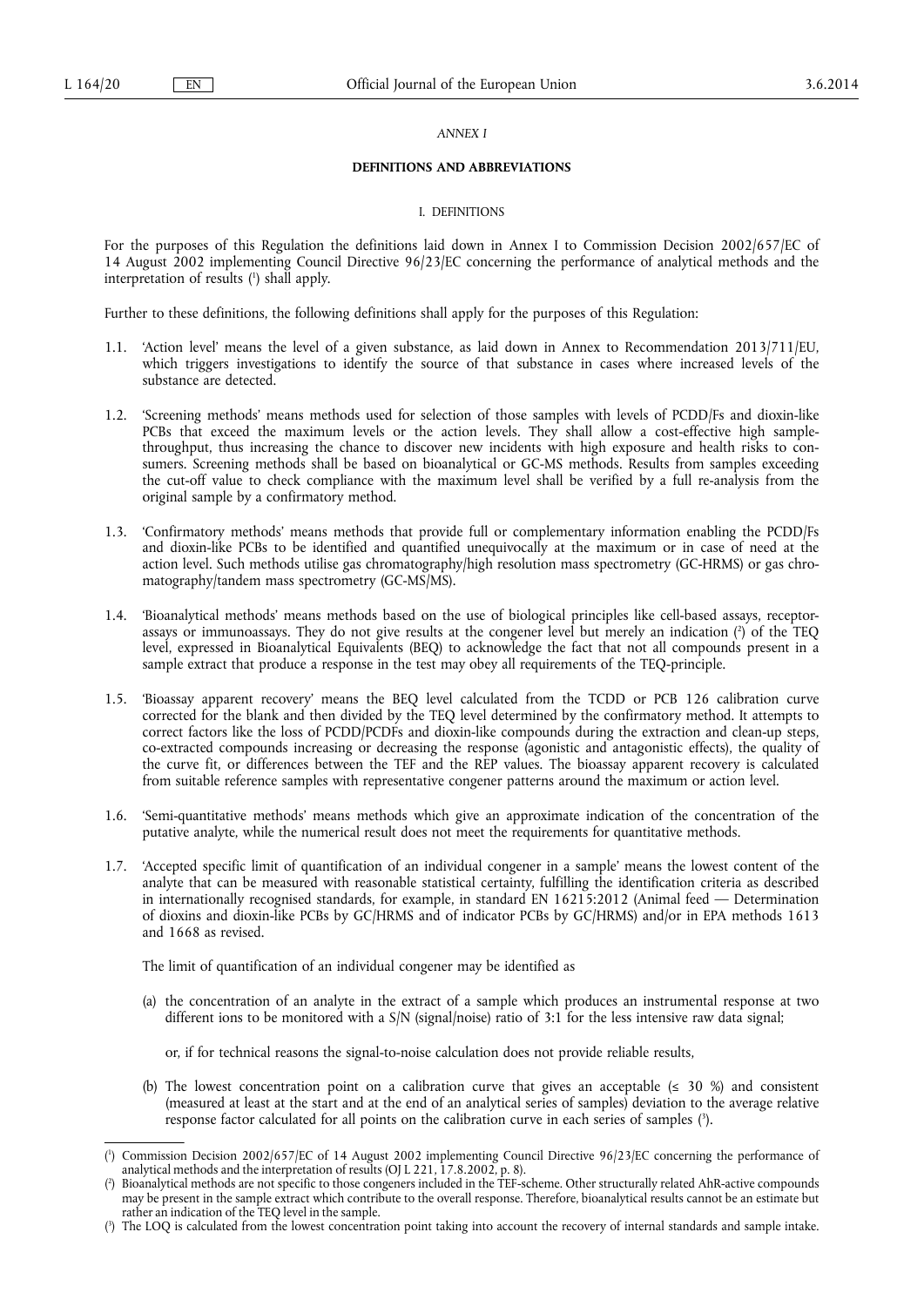*ANNEX I*

**DEFINITIONS AND ABBREVIATIONS**

I. DEFINITIONS

For the purposes of this Regulation the definitions laid down in Annex I to Commission Decision 2002/657/EC of 14 August 2002 implementing Council Directive 96/23/EC concerning the performance of analytical methods and the interpretation of results [1] shall apply.

Further to these definitions, the following definitions shall apply for the purposes of this Regulation:

1.1. 'Action level' means the level of a given substance, as laid down in Annex to Recommendation 2013/711/EU, which triggers investigations to identify the source of that substance in cases where increased levels of the substance are detected.

1.2. 'Screening methods' means methods used for selection of those samples with levels of PCDD/Fs and dioxin-like PCBs that exceed the maximum levels or the action levels. They shall allow a cost-effective high sample-throughput, thus increasing the chance to discover new incidents with high exposure and health risks to consumers. Screening methods shall be based on bioanalytical or GC-MS methods. Results from samples exceeding the cut-off value to check compliance with the maximum level shall be verified by a full re-analysis from the original sample by a confirmatory method.

1.3. 'Confirmatory methods' means methods that provide full or complementary information enabling the PCDD/Fs and dioxin-like PCBs to be identified and quantified unequivocally at the maximum or in case of need at the action level. Such methods utilise gas chromatography/high resolution mass spectrometry (GC-HRMS) or gas chromatography/tandem mass spectrometry (GC-MS/MS).

1.4. 'Bioanalytical methods' means methods based on the use of biological principles like cell-based assays, receptor-assays or immunoassays. They do not give results at the congener level but merely an indication [2] of the TEQ level, expressed in Bioanalytical Equivalents (BEQ) to acknowledge the fact that not all compounds present in a sample extract that produce a response in the test may obey all requirements of the TEQ-principle.

1.5. 'Bioassay apparent recovery' means the BEQ level calculated from the TCDD or PCB 126 calibration curve corrected for the blank and then divided by the TEQ level determined by the confirmatory method. It attempts to correct factors like the loss of PCDD/PCDFs and dioxin-like compounds during the extraction and clean-up steps, co-extracted compounds increasing or decreasing the response (agonistic and antagonistic effects), the quality of the curve fit, or differences between the TEF and the REP values. The bioassay apparent recovery is calculated from suitable reference samples with representative congener patterns around the maximum or action level.

1.6. 'Semi-quantitative methods' means methods which give an approximate indication of the concentration of the putative analyte, while the numerical result does not meet the requirements for quantitative methods.

1.7. 'Accepted specific limit of quantification of an individual congener in a sample' means the lowest content of the analyte that can be measured with reasonable statistical certainty, fulfilling the identification criteria as described in internationally recognised standards, for example, in standard EN 16215:2012 (Animal feed — Determination of dioxins and dioxin-like PCBs by GC/HRMS and of indicator PCBs by GC/HRMS) and/or in EPA methods 1613 and 1668 as revised.

The limit of quantification of an individual congener may be identified as

(a) the concentration of an analyte in the extract of a sample which produces an instrumental response at two different ions to be monitored with a S/N (signal/noise) ratio of 3:1 for the less intensive raw data signal;

or, if for technical reasons the signal-to-noise calculation does not provide reliable results,

(b) The lowest concentration point on a calibration curve that gives an acceptable (≤ 30 %) and consistent (measured at least at the start and at the end of an analytical series of samples) deviation to the average relative response factor calculated for all points on the calibration curve in each series of samples [3].

---

[1] Commission Decision 2002/657/EC of 14 August 2002 implementing Council Directive 96/23/EC concerning the performance of analytical methods and the interpretation of results (OJ L 221, 17.8.2002, p. 8).

[2] Bioanalytical methods are not specific to those congeners included in the TEF-scheme. Other structurally related AhR-active compounds may be present in the sample extract which contribute to the overall response. Therefore, bioanalytical results cannot be an estimate but rather an indication of the TEQ level in the sample.

[3] The LOQ is calculated from the lowest concentration point taking into account the recovery of internal standards and sample intake.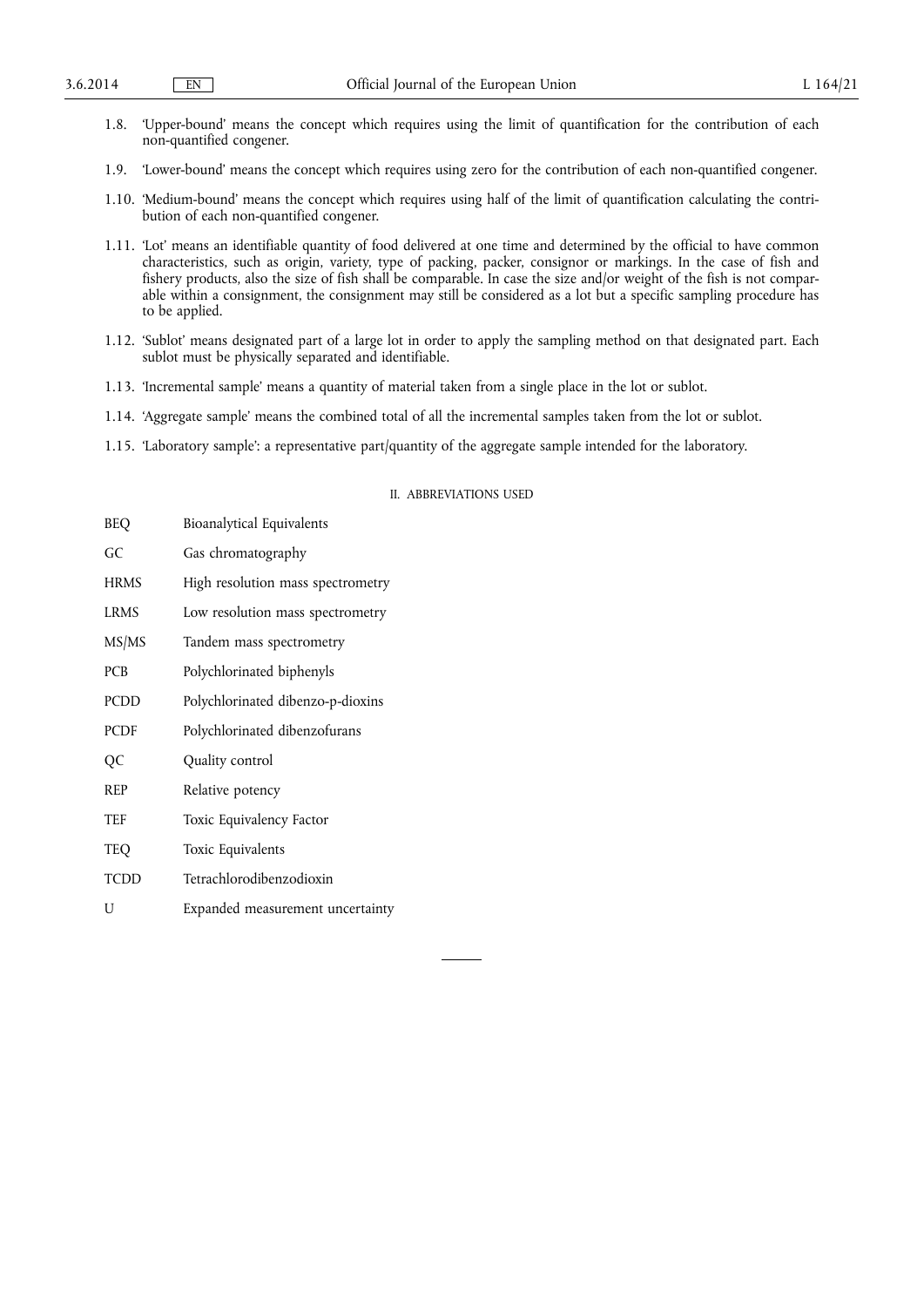1.8. 'Upper-bound' means the concept which requires using the limit of quantification for the contribution of each non-quantified congener.

1.9. 'Lower-bound' means the concept which requires using zero for the contribution of each non-quantified congener.

1.10. 'Medium-bound' means the concept which requires using half of the limit of quantification calculating the contribution of each non-quantified congener.

1.11. 'Lot' means an identifiable quantity of food delivered at one time and determined by the official to have common characteristics, such as origin, variety, type of packing, packer, consignor or markings. In the case of fish and fishery products, also the size of fish shall be comparable. In case the size and/or weight of the fish is not comparable within a consignment, the consignment may still be considered as a lot but a specific sampling procedure has to be applied.

1.12. 'Sublot' means designated part of a large lot in order to apply the sampling method on that designated part. Each sublot must be physically separated and identifiable.

1.13. 'Incremental sample' means a quantity of material taken from a single place in the lot or sublot.

1.14. 'Aggregate sample' means the combined total of all the incremental samples taken from the lot or sublot.

1.15. 'Laboratory sample': a representative part/quantity of the aggregate sample intended for the laboratory.

## II. ABBREVIATIONS USED

| | |
|---|---|
| BEQ | Bioanalytical Equivalents |
| GC | Gas chromatography |
| HRMS | High resolution mass spectrometry |
| LRMS | Low resolution mass spectrometry |
| MS/MS | Tandem mass spectrometry |
| PCB | Polychlorinated biphenyls |
| PCDD | Polychlorinated dibenzo-p-dioxins |
| PCDF | Polychlorinated dibenzofurans |
| QC | Quality control |
| REP | Relative potency |
| TEF | Toxic Equivalency Factor |
| TEQ | Toxic Equivalents |
| TCDD | Tetrachlorodibenzodioxin |
| U | Expanded measurement uncertainty |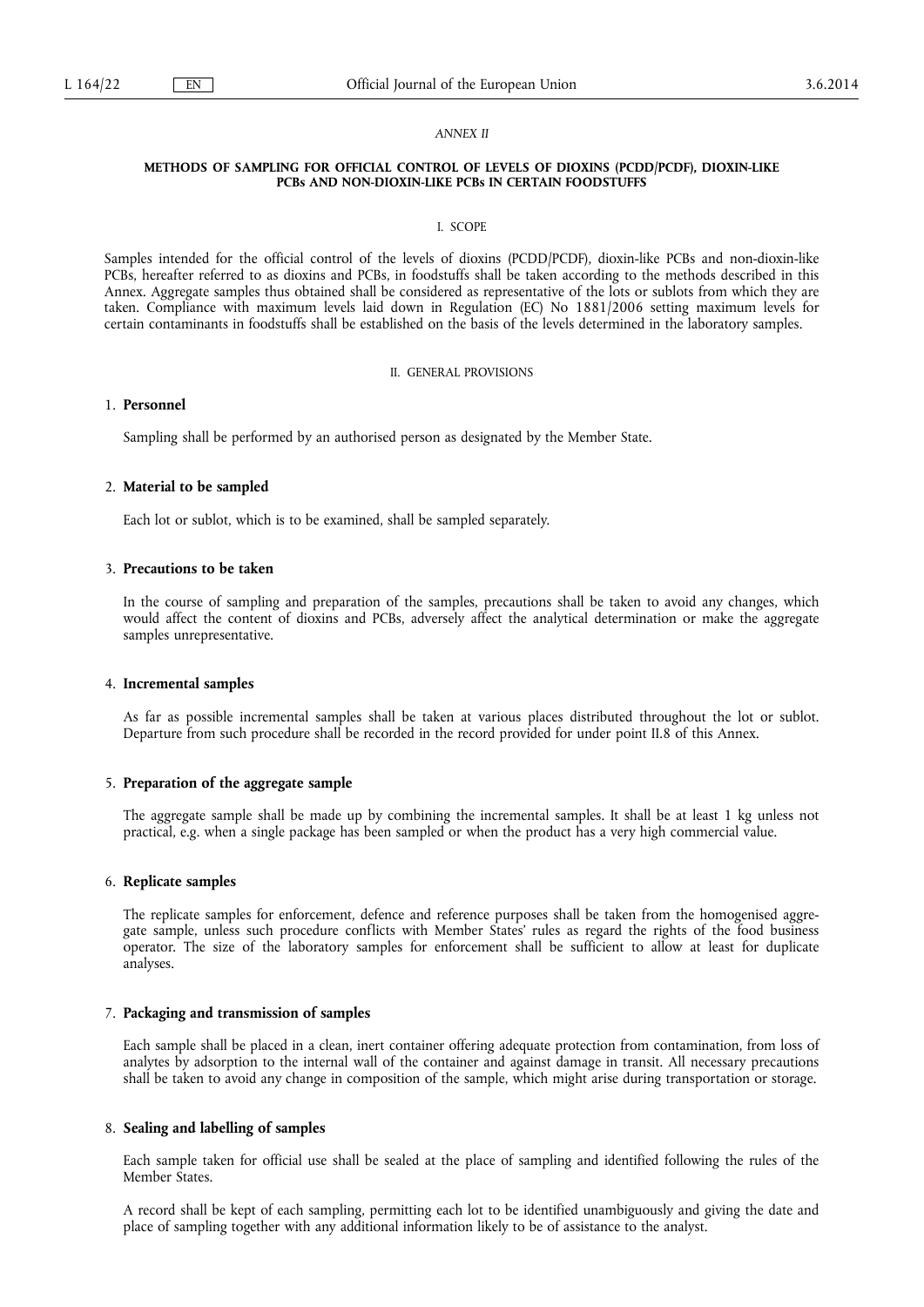*ANNEX II*

**METHODS OF SAMPLING FOR OFFICIAL CONTROL OF LEVELS OF DIOXINS (PCDD/PCDF), DIOXIN-LIKE PCBs AND NON-DIOXIN-LIKE PCBs IN CERTAIN FOODSTUFFS**

I. SCOPE

Samples intended for the official control of the levels of dioxins (PCDD/PCDF), dioxin-like PCBs and non-dioxin-like PCBs, hereafter referred to as dioxins and PCBs, in foodstuffs shall be taken according to the methods described in this Annex. Aggregate samples thus obtained shall be considered as representative of the lots or sublots from which they are taken. Compliance with maximum levels laid down in Regulation (EC) No 1881/2006 setting maximum levels for certain contaminants in foodstuffs shall be established on the basis of the levels determined in the laboratory samples.

II. GENERAL PROVISIONS

1. **Personnel**

   Sampling shall be performed by an authorised person as designated by the Member State.

2. **Material to be sampled**

   Each lot or sublot, which is to be examined, shall be sampled separately.

3. **Precautions to be taken**

   In the course of sampling and preparation of the samples, precautions shall be taken to avoid any changes, which would affect the content of dioxins and PCBs, adversely affect the analytical determination or make the aggregate samples unrepresentative.

4. **Incremental samples**

   As far as possible incremental samples shall be taken at various places distributed throughout the lot or sublot. Departure from such procedure shall be recorded in the record provided for under point II.8 of this Annex.

5. **Preparation of the aggregate sample**

   The aggregate sample shall be made up by combining the incremental samples. It shall be at least 1 kg unless not practical, e.g. when a single package has been sampled or when the product has a very high commercial value.

6. **Replicate samples**

   The replicate samples for enforcement, defence and reference purposes shall be taken from the homogenised aggregate sample, unless such procedure conflicts with Member States' rules as regard the rights of the food business operator. The size of the laboratory samples for enforcement shall be sufficient to allow at least for duplicate analyses.

7. **Packaging and transmission of samples**

   Each sample shall be placed in a clean, inert container offering adequate protection from contamination, from loss of analytes by adsorption to the internal wall of the container and against damage in transit. All necessary precautions shall be taken to avoid any change in composition of the sample, which might arise during transportation or storage.

8. **Sealing and labelling of samples**

   Each sample taken for official use shall be sealed at the place of sampling and identified following the rules of the Member States.

   A record shall be kept of each sampling, permitting each lot to be identified unambiguously and giving the date and place of sampling together with any additional information likely to be of assistance to the analyst.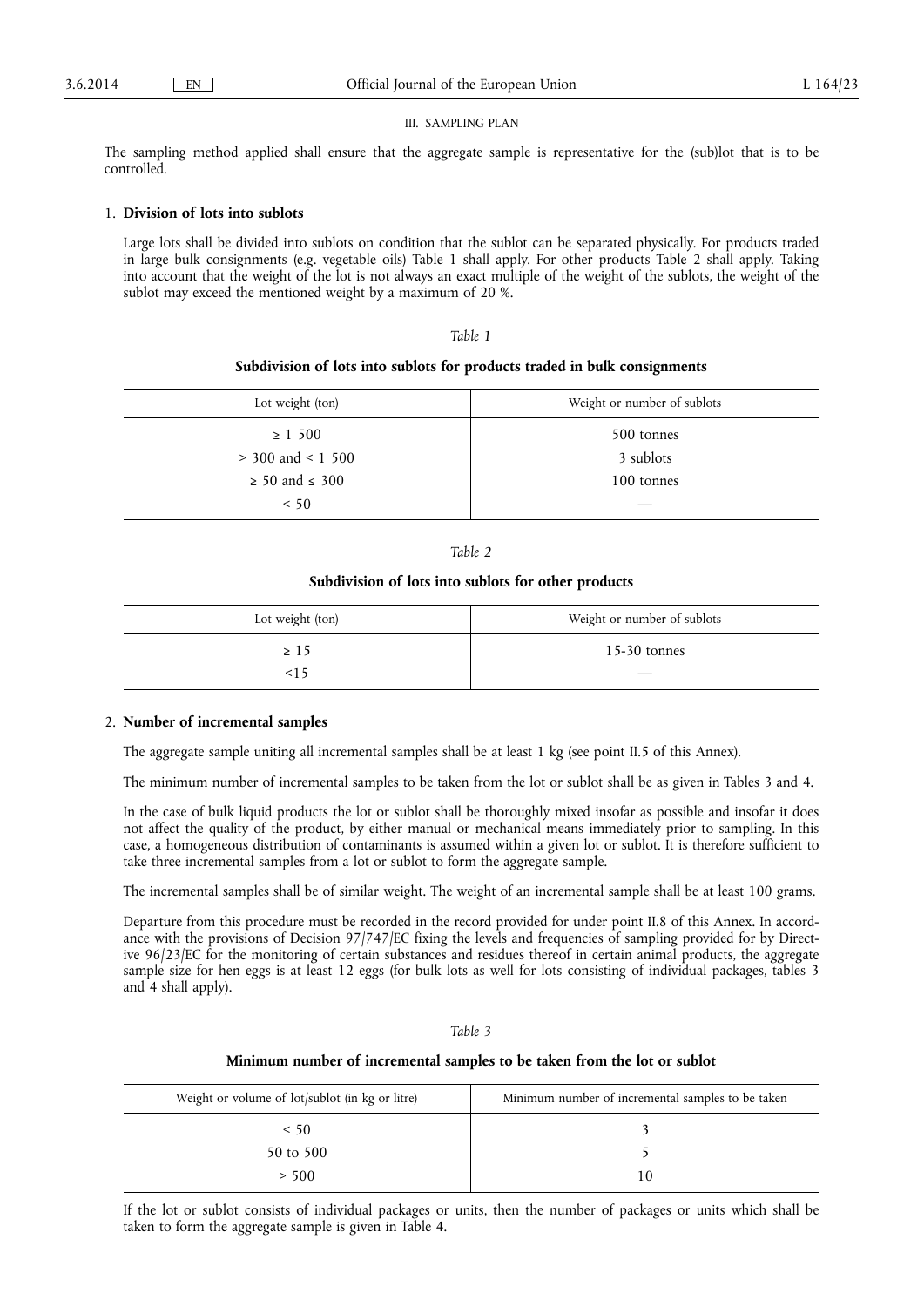## III. SAMPLING PLAN

The sampling method applied shall ensure that the aggregate sample is representative for the (sub)lot that is to be controlled.

### 1. **Division of lots into sublots**

Large lots shall be divided into sublots on condition that the sublot can be separated physically. For products traded in large bulk consignments (e.g. vegetable oils) Table 1 shall apply. For other products Table 2 shall apply. Taking into account that the weight of the lot is not always an exact multiple of the weight of the sublots, the weight of the sublot may exceed the mentioned weight by a maximum of 20 %.

*Table 1*

**Subdivision of lots into sublots for products traded in bulk consignments**

| Lot weight (ton) | Weight or number of sublots |
|---|---|
| ≥ 1 500 | 500 tonnes |
| > 300 and < 1 500 | 3 sublots |
| ≥ 50 and ≤ 300 | 100 tonnes |
| < 50 | — |

*Table 2*

**Subdivision of lots into sublots for other products**

| Lot weight (ton) | Weight or number of sublots |
|---|---|
| ≥ 15 | 15-30 tonnes |
| <15 | — |

### 2. **Number of incremental samples**

The aggregate sample uniting all incremental samples shall be at least 1 kg (see point II.5 of this Annex).

The minimum number of incremental samples to be taken from the lot or sublot shall be as given in Tables 3 and 4.

In the case of bulk liquid products the lot or sublot shall be thoroughly mixed insofar as possible and insofar it does not affect the quality of the product, by either manual or mechanical means immediately prior to sampling. In this case, a homogeneous distribution of contaminants is assumed within a given lot or sublot. It is therefore sufficient to take three incremental samples from a lot or sublot to form the aggregate sample.

The incremental samples shall be of similar weight. The weight of an incremental sample shall be at least 100 grams.

Departure from this procedure must be recorded in the record provided for under point II.8 of this Annex. In accordance with the provisions of Decision 97/747/EC fixing the levels and frequencies of sampling provided for by Directive 96/23/EC for the monitoring of certain substances and residues thereof in certain animal products, the aggregate sample size for hen eggs is at least 12 eggs (for bulk lots as well for lots consisting of individual packages, tables 3 and 4 shall apply).

*Table 3*

**Minimum number of incremental samples to be taken from the lot or sublot**

| Weight or volume of lot/sublot (in kg or litre) | Minimum number of incremental samples to be taken |
|---|---|
| < 50 | 3 |
| 50 to 500 | 5 |
| > 500 | 10 |

If the lot or sublot consists of individual packages or units, then the number of packages or units which shall be taken to form the aggregate sample is given in Table 4.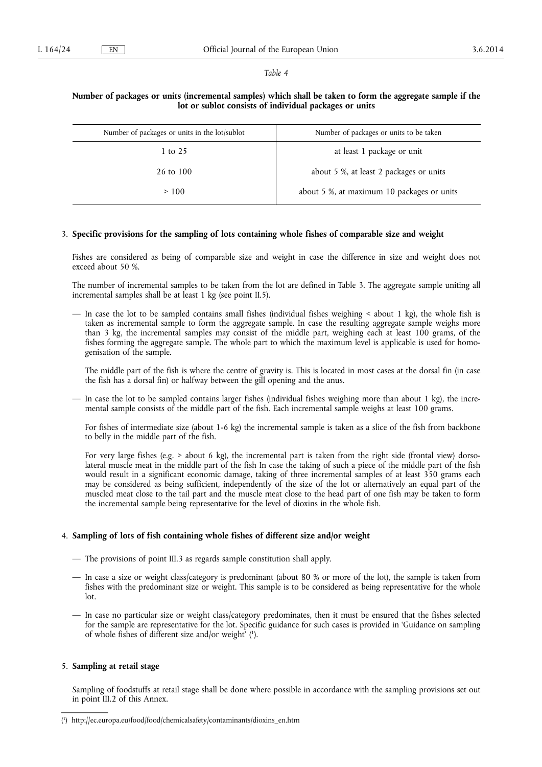*Table 4*

**Number of packages or units (incremental samples) which shall be taken to form the aggregate sample if the lot or sublot consists of individual packages or units**

| Number of packages or units in the lot/sublot | Number of packages or units to be taken |
|---|---|
| 1 to 25 | at least 1 package or unit |
| 26 to 100 | about 5 %, at least 2 packages or units |
| > 100 | about 5 %, at maximum 10 packages or units |

3. **Specific provisions for the sampling of lots containing whole fishes of comparable size and weight**

Fishes are considered as being of comparable size and weight in case the difference in size and weight does not exceed about 50 %.

The number of incremental samples to be taken from the lot are defined in Table 3. The aggregate sample uniting all incremental samples shall be at least 1 kg (see point II.5).

— In case the lot to be sampled contains small fishes (individual fishes weighing < about 1 kg), the whole fish is taken as incremental sample to form the aggregate sample. In case the resulting aggregate sample weighs more than 3 kg, the incremental samples may consist of the middle part, weighing each at least 100 grams, of the fishes forming the aggregate sample. The whole part to which the maximum level is applicable is used for homogenisation of the sample.

  The middle part of the fish is where the centre of gravity is. This is located in most cases at the dorsal fin (in case the fish has a dorsal fin) or halfway between the gill opening and the anus.

— In case the lot to be sampled contains larger fishes (individual fishes weighing more than about 1 kg), the incremental sample consists of the middle part of the fish. Each incremental sample weighs at least 100 grams.

  For fishes of intermediate size (about 1-6 kg) the incremental sample is taken as a slice of the fish from backbone to belly in the middle part of the fish.

  For very large fishes (e.g. > about 6 kg), the incremental part is taken from the right side (frontal view) dorsolateral muscle meat in the middle part of the fish In case the taking of such a piece of the middle part of the fish would result in a significant economic damage, taking of three incremental samples of at least 350 grams each may be considered as being sufficient, independently of the size of the lot or alternatively an equal part of the muscled meat close to the tail part and the muscle meat close to the head part of one fish may be taken to form the incremental sample being representative for the level of dioxins in the whole fish.

4. **Sampling of lots of fish containing whole fishes of different size and/or weight**

— The provisions of point III.3 as regards sample constitution shall apply.

— In case a size or weight class/category is predominant (about 80 % or more of the lot), the sample is taken from fishes with the predominant size or weight. This sample is to be considered as being representative for the whole lot.

— In case no particular size or weight class/category predominates, then it must be ensured that the fishes selected for the sample are representative for the lot. Specific guidance for such cases is provided in 'Guidance on sampling of whole fishes of different size and/or weight' [1].

5. **Sampling at retail stage**

Sampling of foodstuffs at retail stage shall be done where possible in accordance with the sampling provisions set out in point III.2 of this Annex.

---

[1] http://ec.europa.eu/food/food/chemicalsafety/contaminants/dioxins_en.htm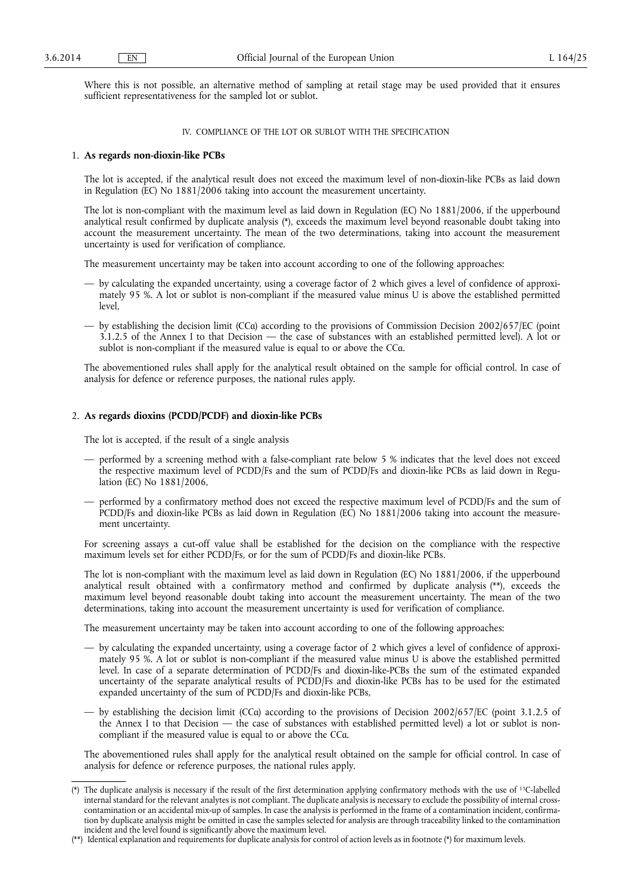Where this is not possible, an alternative method of sampling at retail stage may be used provided that it ensures sufficient representativeness for the sampled lot or sublot.

### IV. COMPLIANCE OF THE LOT OR SUBLOT WITH THE SPECIFICATION

#### 1. **As regards non-dioxin-like PCBs**

The lot is accepted, if the analytical result does not exceed the maximum level of non-dioxin-like PCBs as laid down in Regulation (EC) No 1881/2006 taking into account the measurement uncertainty.

The lot is non-compliant with the maximum level as laid down in Regulation (EC) No 1881/2006, if the upperbound analytical result confirmed by duplicate analysis (*), exceeds the maximum level beyond reasonable doubt taking into account the measurement uncertainty. The mean of the two determinations, taking into account the measurement uncertainty is used for verification of compliance.

The measurement uncertainty may be taken into account according to one of the following approaches:

— by calculating the expanded uncertainty, using a coverage factor of 2 which gives a level of confidence of approximately 95 %. A lot or sublot is non-compliant if the measured value minus U is above the established permitted level,

— by establishing the decision limit (CCα) according to the provisions of Commission Decision 2002/657/EC (point 3.1.2.5 of the Annex I to that Decision — the case of substances with an established permitted level). A lot or sublot is non-compliant if the measured value is equal to or above the CCα.

The abovementioned rules shall apply for the analytical result obtained on the sample for official control. In case of analysis for defence or reference purposes, the national rules apply.

#### 2. **As regards dioxins (PCDD/PCDF) and dioxin-like PCBs**

The lot is accepted, if the result of a single analysis

— performed by a screening method with a false-compliant rate below 5 % indicates that the level does not exceed the respective maximum level of PCDD/Fs and the sum of PCDD/Fs and dioxin-like PCBs as laid down in Regulation (EC) No 1881/2006,

— performed by a confirmatory method does not exceed the respective maximum level of PCDD/Fs and the sum of PCDD/Fs and dioxin-like PCBs as laid down in Regulation (EC) No 1881/2006 taking into account the measurement uncertainty.

For screening assays a cut-off value shall be established for the decision on the compliance with the respective maximum levels set for either PCDD/Fs, or for the sum of PCDD/Fs and dioxin-like PCBs.

The lot is non-compliant with the maximum level as laid down in Regulation (EC) No 1881/2006, if the upperbound analytical result obtained with a confirmatory method and confirmed by duplicate analysis (**), exceeds the maximum level beyond reasonable doubt taking into account the measurement uncertainty. The mean of the two determinations, taking into account the measurement uncertainty is used for verification of compliance.

The measurement uncertainty may be taken into account according to one of the following approaches:

— by calculating the expanded uncertainty, using a coverage factor of 2 which gives a level of confidence of approximately 95 %. A lot or sublot is non-compliant if the measured value minus U is above the established permitted level. In case of a separate determination of PCDD/Fs and dioxin-like-PCBs the sum of the estimated expanded uncertainty of the separate analytical results of PCDD/Fs and dioxin-like PCBs has to be used for the estimated expanded uncertainty of the sum of PCDD/Fs and dioxin-like PCBs,

— by establishing the decision limit (CCα) according to the provisions of Decision 2002/657/EC (point 3.1.2.5 of the Annex I to that Decision — the case of substances with established permitted level) a lot or sublot is non-compliant if the measured value is equal to or above the CCα.

The abovementioned rules shall apply for the analytical result obtained on the sample for official control. In case of analysis for defence or reference purposes, the national rules apply.

---

(*) The duplicate analysis is necessary if the result of the first determination applying confirmatory methods with the use of $^{13}C$-labelled internal standard for the relevant analytes is not compliant. The duplicate analysis is necessary to exclude the possibility of internal cross-contamination or an accidental mix-up of samples. In case the analysis is performed in the frame of a contamination incident, confirmation by duplicate analysis might be omitted in case the samples selected for analysis are through traceability linked to the contamination incident and the level found is significantly above the maximum level.

(**) Identical explanation and requirements for duplicate analysis for control of action levels as in footnote (*) for maximum levels.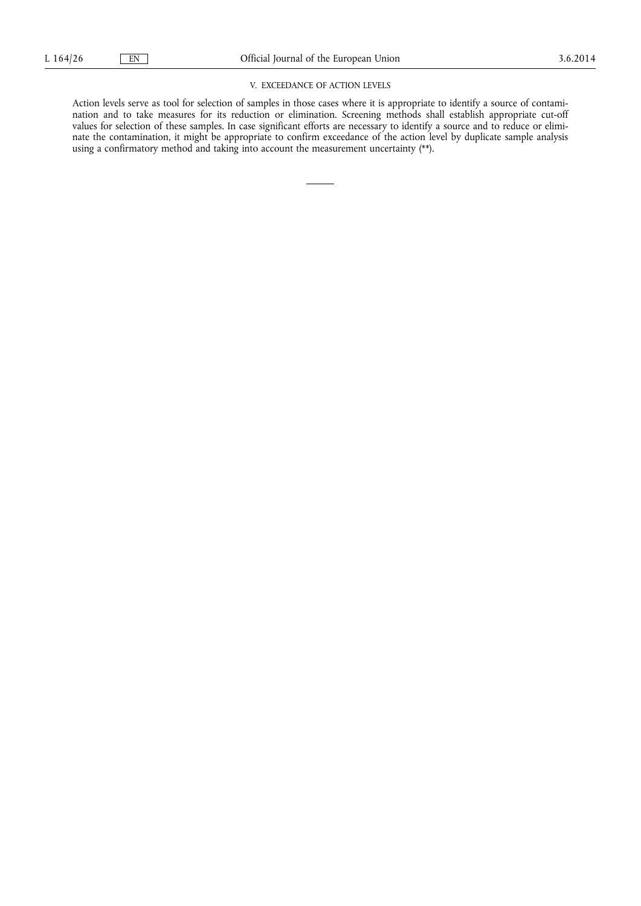## V. EXCEEDANCE OF ACTION LEVELS

Action levels serve as tool for selection of samples in those cases where it is appropriate to identify a source of contamination and to take measures for its reduction or elimination. Screening methods shall establish appropriate cut-off values for selection of these samples. In case significant efforts are necessary to identify a source and to reduce or eliminate the contamination, it might be appropriate to confirm exceedance of the action level by duplicate sample analysis using a confirmatory method and taking into account the measurement uncertainty (**).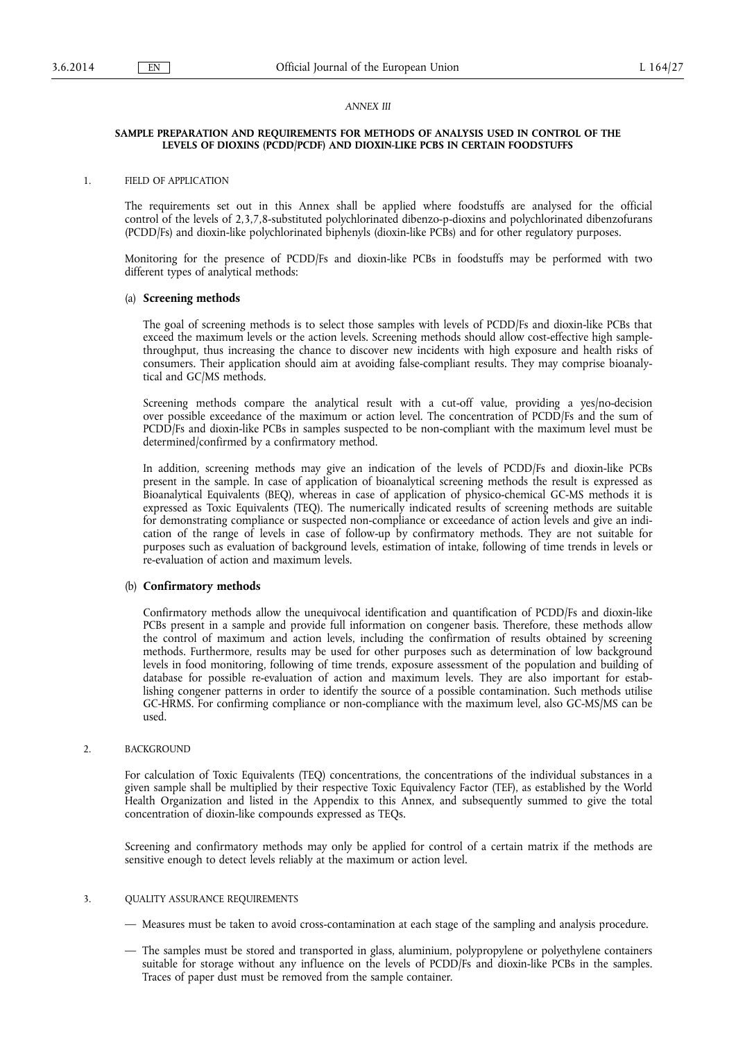*ANNEX III*

**SAMPLE PREPARATION AND REQUIREMENTS FOR METHODS OF ANALYSIS USED IN CONTROL OF THE LEVELS OF DIOXINS (PCDD/PCDF) AND DIOXIN-LIKE PCBS IN CERTAIN FOODSTUFFS**

1. FIELD OF APPLICATION

The requirements set out in this Annex shall be applied where foodstuffs are analysed for the official control of the levels of 2,3,7,8-substituted polychlorinated dibenzo-p-dioxins and polychlorinated dibenzofurans (PCDD/Fs) and dioxin-like polychlorinated biphenyls (dioxin-like PCBs) and for other regulatory purposes.

Monitoring for the presence of PCDD/Fs and dioxin-like PCBs in foodstuffs may be performed with two different types of analytical methods:

(a) **Screening methods**

The goal of screening methods is to select those samples with levels of PCDD/Fs and dioxin-like PCBs that exceed the maximum levels or the action levels. Screening methods should allow cost-effective high sample-throughput, thus increasing the chance to discover new incidents with high exposure and health risks of consumers. Their application should aim at avoiding false-compliant results. They may comprise bioanalytical and GC/MS methods.

Screening methods compare the analytical result with a cut-off value, providing a yes/no-decision over possible exceedance of the maximum or action level. The concentration of PCDD/Fs and the sum of PCDD/Fs and dioxin-like PCBs in samples suspected to be non-compliant with the maximum level must be determined/confirmed by a confirmatory method.

In addition, screening methods may give an indication of the levels of PCDD/Fs and dioxin-like PCBs present in the sample. In case of application of bioanalytical screening methods the result is expressed as Bioanalytical Equivalents (BEQ), whereas in case of application of physico-chemical GC-MS methods it is expressed as Toxic Equivalents (TEQ). The numerically indicated results of screening methods are suitable for demonstrating compliance or suspected non-compliance or exceedance of action levels and give an indication of the range of levels in case of follow-up by confirmatory methods. They are not suitable for purposes such as evaluation of background levels, estimation of intake, following of time trends in levels or re-evaluation of action and maximum levels.

(b) **Confirmatory methods**

Confirmatory methods allow the unequivocal identification and quantification of PCDD/Fs and dioxin-like PCBs present in a sample and provide full information on congener basis. Therefore, these methods allow the control of maximum and action levels, including the confirmation of results obtained by screening methods. Furthermore, results may be used for other purposes such as determination of low background levels in food monitoring, following of time trends, exposure assessment of the population and building of database for possible re-evaluation of action and maximum levels. They are also important for establishing congener patterns in order to identify the source of a possible contamination. Such methods utilise GC-HRMS. For confirming compliance or non-compliance with the maximum level, also GC-MS/MS can be used.

2. BACKGROUND

For calculation of Toxic Equivalents (TEQ) concentrations, the concentrations of the individual substances in a given sample shall be multiplied by their respective Toxic Equivalency Factor (TEF), as established by the World Health Organization and listed in the Appendix to this Annex, and subsequently summed to give the total concentration of dioxin-like compounds expressed as TEQs.

Screening and confirmatory methods may only be applied for control of a certain matrix if the methods are sensitive enough to detect levels reliably at the maximum or action level.

3. QUALITY ASSURANCE REQUIREMENTS

— Measures must be taken to avoid cross-contamination at each stage of the sampling and analysis procedure.

— The samples must be stored and transported in glass, aluminium, polypropylene or polyethylene containers suitable for storage without any influence on the levels of PCDD/Fs and dioxin-like PCBs in the samples. Traces of paper dust must be removed from the sample container.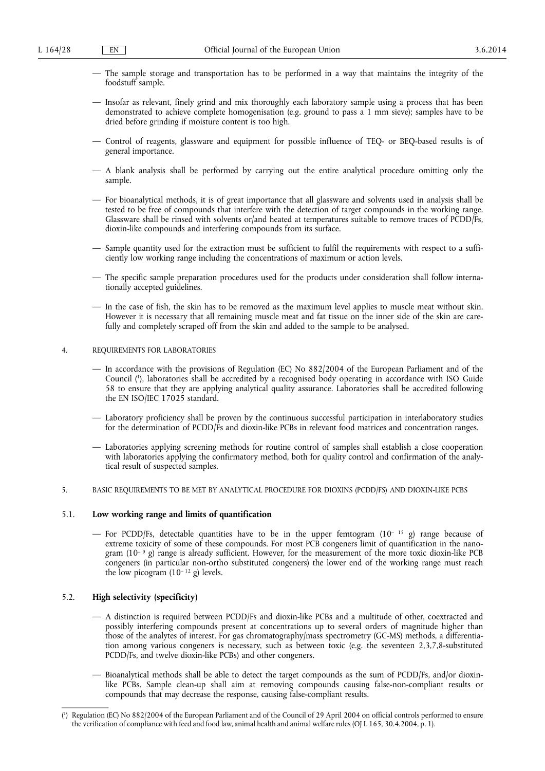— The sample storage and transportation has to be performed in a way that maintains the integrity of the foodstuff sample.

— Insofar as relevant, finely grind and mix thoroughly each laboratory sample using a process that has been demonstrated to achieve complete homogenisation (e.g. ground to pass a 1 mm sieve); samples have to be dried before grinding if moisture content is too high.

— Control of reagents, glassware and equipment for possible influence of TEQ- or BEQ-based results is of general importance.

— A blank analysis shall be performed by carrying out the entire analytical procedure omitting only the sample.

— For bioanalytical methods, it is of great importance that all glassware and solvents used in analysis shall be tested to be free of compounds that interfere with the detection of target compounds in the working range. Glassware shall be rinsed with solvents or/and heated at temperatures suitable to remove traces of PCDD/Fs, dioxin-like compounds and interfering compounds from its surface.

— Sample quantity used for the extraction must be sufficient to fulfil the requirements with respect to a sufficiently low working range including the concentrations of maximum or action levels.

— The specific sample preparation procedures used for the products under consideration shall follow internationally accepted guidelines.

— In the case of fish, the skin has to be removed as the maximum level applies to muscle meat without skin. However it is necessary that all remaining muscle meat and fat tissue on the inner side of the skin are carefully and completely scraped off from the skin and added to the sample to be analysed.

## 4. REQUIREMENTS FOR LABORATORIES

— In accordance with the provisions of Regulation (EC) No 882/2004 of the European Parliament and of the Council [1], laboratories shall be accredited by a recognised body operating in accordance with ISO Guide 58 to ensure that they are applying analytical quality assurance. Laboratories shall be accredited following the EN ISO/IEC 17025 standard.

— Laboratory proficiency shall be proven by the continuous successful participation in interlaboratory studies for the determination of PCDD/Fs and dioxin-like PCBs in relevant food matrices and concentration ranges.

— Laboratories applying screening methods for routine control of samples shall establish a close cooperation with laboratories applying the confirmatory method, both for quality control and confirmation of the analytical result of suspected samples.

## 5. BASIC REQUIREMENTS TO BE MET BY ANALYTICAL PROCEDURE FOR DIOXINS (PCDD/FS) AND DIOXIN-LIKE PCBS

### 5.1. Low working range and limits of quantification

— For PCDD/Fs, detectable quantities have to be in the upper femtogram ($10^{-15}$ g) range because of extreme toxicity of some of these compounds. For most PCB congeners limit of quantification in the nanogram ($10^{-9}$ g) range is already sufficient. However, for the measurement of the more toxic dioxin-like PCB congeners (in particular non-ortho substituted congeners) the lower end of the working range must reach the low picogram ($10^{-12}$ g) levels.

### 5.2. High selectivity (specificity)

— A distinction is required between PCDD/Fs and dioxin-like PCBs and a multitude of other, coextracted and possibly interfering compounds present at concentrations up to several orders of magnitude higher than those of the analytes of interest. For gas chromatography/mass spectrometry (GC-MS) methods, a differentiation among various congeners is necessary, such as between toxic (e.g. the seventeen 2,3,7,8-substituted PCDD/Fs, and twelve dioxin-like PCBs) and other congeners.

— Bioanalytical methods shall be able to detect the target compounds as the sum of PCDD/Fs, and/or dioxin-like PCBs. Sample clean-up shall aim at removing compounds causing false-non-compliant results or compounds that may decrease the response, causing false-compliant results.

---

[1] Regulation (EC) No 882/2004 of the European Parliament and of the Council of 29 April 2004 on official controls performed to ensure the verification of compliance with feed and food law, animal health and animal welfare rules (OJ L 165, 30.4.2004, p. 1).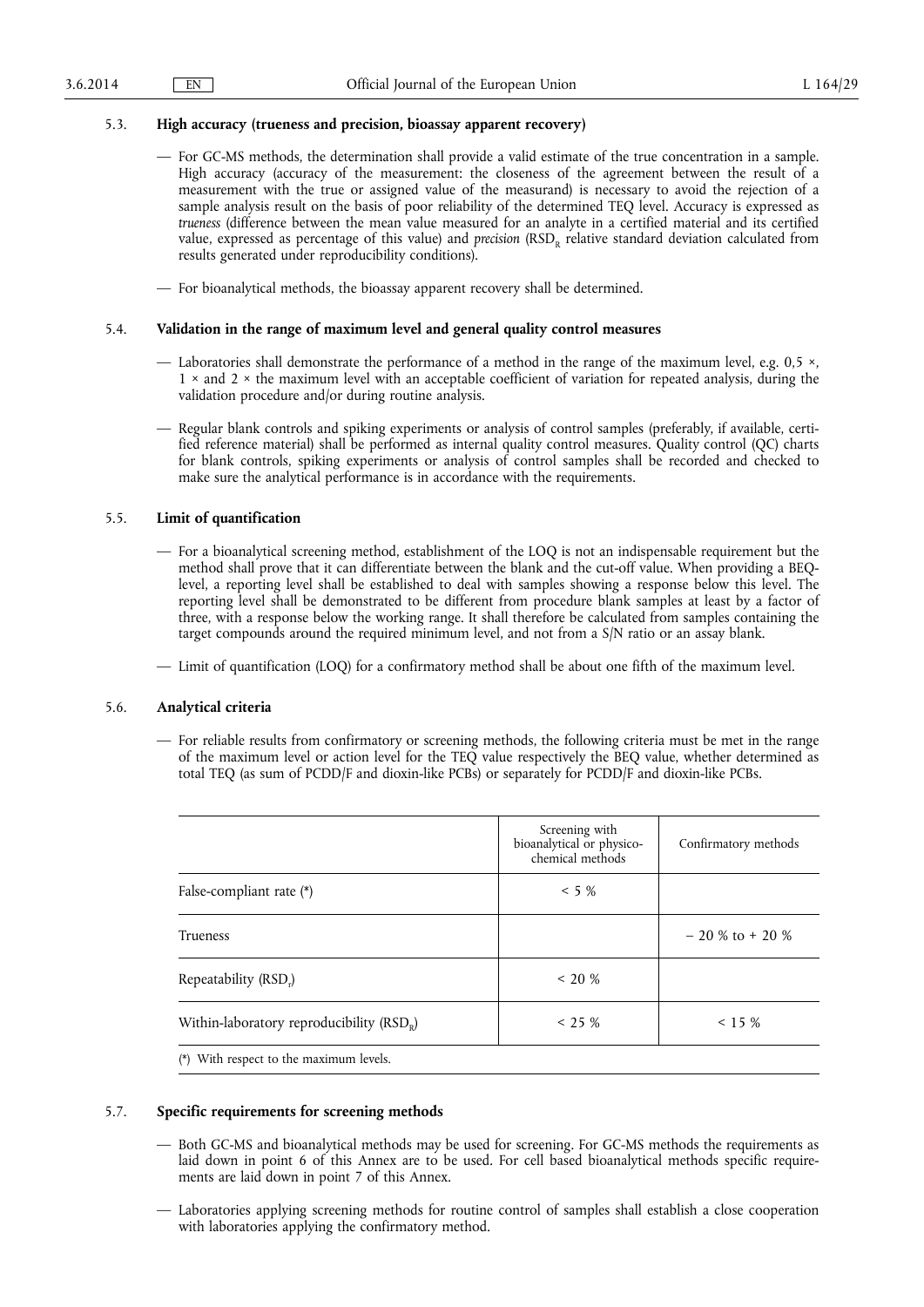### 5.3. High accuracy (trueness and precision, bioassay apparent recovery)

— For GC-MS methods, the determination shall provide a valid estimate of the true concentration in a sample. High accuracy (accuracy of the measurement: the closeness of the agreement between the result of a measurement with the true or assigned value of the measurand) is necessary to avoid the rejection of a sample analysis result on the basis of poor reliability of the determined TEQ level. Accuracy is expressed as *trueness* (difference between the mean value measured for an analyte in a certified material and its certified value, expressed as percentage of this value) and *precision* ($RSD_R$ relative standard deviation calculated from results generated under reproducibility conditions).

— For bioanalytical methods, the bioassay apparent recovery shall be determined.

### 5.4. Validation in the range of maximum level and general quality control measures

— Laboratories shall demonstrate the performance of a method in the range of the maximum level, e.g. 0,5 ×, 1 × and 2 × the maximum level with an acceptable coefficient of variation for repeated analysis, during the validation procedure and/or during routine analysis.

— Regular blank controls and spiking experiments or analysis of control samples (preferably, if available, certified reference material) shall be performed as internal quality control measures. Quality control (QC) charts for blank controls, spiking experiments or analysis of control samples shall be recorded and checked to make sure the analytical performance is in accordance with the requirements.

### 5.5. Limit of quantification

— For a bioanalytical screening method, establishment of the LOQ is not an indispensable requirement but the method shall prove that it can differentiate between the blank and the cut-off value. When providing a BEQ-level, a reporting level shall be established to deal with samples showing a response below this level. The reporting level shall be demonstrated to be different from procedure blank samples at least by a factor of three, with a response below the working range. It shall therefore be calculated from samples containing the target compounds around the required minimum level, and not from a S/N ratio or an assay blank.

— Limit of quantification (LOQ) for a confirmatory method shall be about one fifth of the maximum level.

### 5.6. Analytical criteria

— For reliable results from confirmatory or screening methods, the following criteria must be met in the range of the maximum level or action level for the TEQ value respectively the BEQ value, whether determined as total TEQ (as sum of PCDD/F and dioxin-like PCBs) or separately for PCDD/F and dioxin-like PCBs.

| | Screening with bioanalytical or physico-chemical methods | Confirmatory methods |
|---|---|---|
| False-compliant rate (*) | < 5 % | |
| Trueness | | – 20 % to + 20 % |
| Repeatability ($RSD_r$) | < 20 % | |
| Within-laboratory reproducibility ($RSD_R$) | < 25 % | < 15 % |

(*) With respect to the maximum levels.

### 5.7. Specific requirements for screening methods

— Both GC-MS and bioanalytical methods may be used for screening. For GC-MS methods the requirements as laid down in point 6 of this Annex are to be used. For cell based bioanalytical methods specific requirements are laid down in point 7 of this Annex.

— Laboratories applying screening methods for routine control of samples shall establish a close cooperation with laboratories applying the confirmatory method.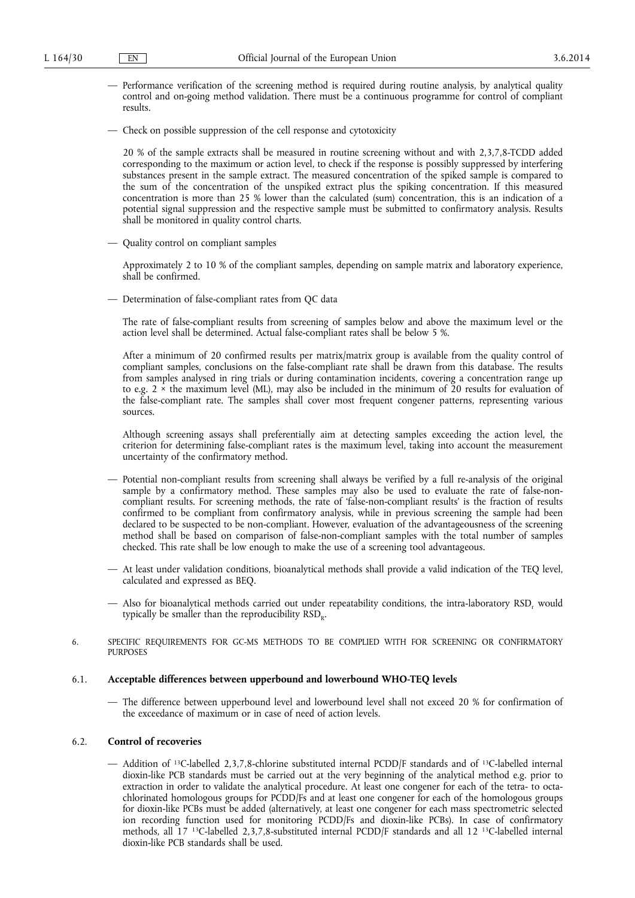— Performance verification of the screening method is required during routine analysis, by analytical quality control and on-going method validation. There must be a continuous programme for control of compliant results.

— Check on possible suppression of the cell response and cytotoxicity

20 % of the sample extracts shall be measured in routine screening without and with 2,3,7,8-TCDD added corresponding to the maximum or action level, to check if the response is possibly suppressed by interfering substances present in the sample extract. The measured concentration of the spiked sample is compared to the sum of the concentration of the unspiked extract plus the spiking concentration. If this measured concentration is more than 25 % lower than the calculated (sum) concentration, this is an indication of a potential signal suppression and the respective sample must be submitted to confirmatory analysis. Results shall be monitored in quality control charts.

— Quality control on compliant samples

Approximately 2 to 10 % of the compliant samples, depending on sample matrix and laboratory experience, shall be confirmed.

— Determination of false-compliant rates from QC data

The rate of false-compliant results from screening of samples below and above the maximum level or the action level shall be determined. Actual false-compliant rates shall be below 5 %.

After a minimum of 20 confirmed results per matrix/matrix group is available from the quality control of compliant samples, conclusions on the false-compliant rate shall be drawn from this database. The results from samples analysed in ring trials or during contamination incidents, covering a concentration range up to e.g. 2 × the maximum level (ML), may also be included in the minimum of 20 results for evaluation of the false-compliant rate. The samples shall cover most frequent congener patterns, representing various sources.

Although screening assays shall preferentially aim at detecting samples exceeding the action level, the criterion for determining false-compliant rates is the maximum level, taking into account the measurement uncertainty of the confirmatory method.

— Potential non-compliant results from screening shall always be verified by a full re-analysis of the original sample by a confirmatory method. These samples may also be used to evaluate the rate of false-non-compliant results. For screening methods, the rate of 'false-non-compliant results' is the fraction of results confirmed to be compliant from confirmatory analysis, while in previous screening the sample had been declared to be suspected to be non-compliant. However, evaluation of the advantageousness of the screening method shall be based on comparison of false-non-compliant samples with the total number of samples checked. This rate shall be low enough to make the use of a screening tool advantageous.

— At least under validation conditions, bioanalytical methods shall provide a valid indication of the TEQ level, calculated and expressed as BEQ.

— Also for bioanalytical methods carried out under repeatability conditions, the intra-laboratory $RSD_r$ would typically be smaller than the reproducibility $RSD_R$.

## 6. SPECIFIC REQUIREMENTS FOR GC-MS METHODS TO BE COMPLIED WITH FOR SCREENING OR CONFIRMATORY PURPOSES

### 6.1. Acceptable differences between upperbound and lowerbound WHO-TEQ levels

— The difference between upperbound level and lowerbound level shall not exceed 20 % for confirmation of the exceedance of maximum or in case of need of action levels.

### 6.2. Control of recoveries

— Addition of $^{13}C$-labelled 2,3,7,8-chlorine substituted internal PCDD/F standards and of $^{13}C$-labelled internal dioxin-like PCB standards must be carried out at the very beginning of the analytical method e.g. prior to extraction in order to validate the analytical procedure. At least one congener for each of the tetra- to octa-chlorinated homologous groups for PCDD/Fs and at least one congener for each of the homologous groups for dioxin-like PCBs must be added (alternatively, at least one congener for each mass spectrometric selected ion recording function used for monitoring PCDD/Fs and dioxin-like PCBs). In case of confirmatory methods, all 17 $^{13}C$-labelled 2,3,7,8-substituted internal PCDD/F standards and all 12 $^{13}C$-labelled internal dioxin-like PCB standards shall be used.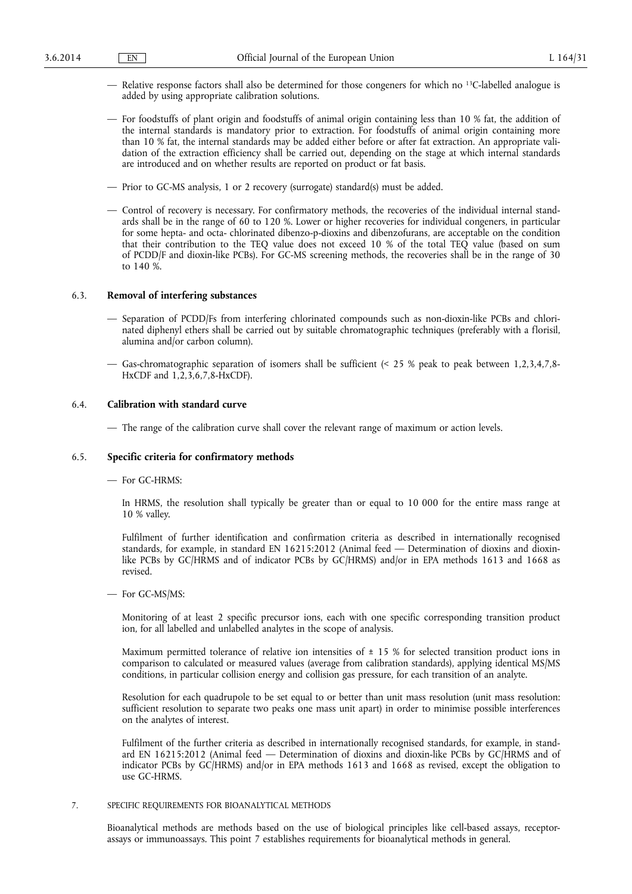— Relative response factors shall also be determined for those congeners for which no $^{13}C$-labelled analogue is added by using appropriate calibration solutions.

— For foodstuffs of plant origin and foodstuffs of animal origin containing less than 10 % fat, the addition of the internal standards is mandatory prior to extraction. For foodstuffs of animal origin containing more than 10 % fat, the internal standards may be added either before or after fat extraction. An appropriate validation of the extraction efficiency shall be carried out, depending on the stage at which internal standards are introduced and on whether results are reported on product or fat basis.

— Prior to GC-MS analysis, 1 or 2 recovery (surrogate) standard(s) must be added.

— Control of recovery is necessary. For confirmatory methods, the recoveries of the individual internal standards shall be in the range of 60 to 120 %. Lower or higher recoveries for individual congeners, in particular for some hepta- and octa- chlorinated dibenzo-p-dioxins and dibenzofurans, are acceptable on the condition that their contribution to the TEQ value does not exceed 10 % of the total TEQ value (based on sum of PCDD/F and dioxin-like PCBs). For GC-MS screening methods, the recoveries shall be in the range of 30 to 140 %.

### 6.3. **Removal of interfering substances**

— Separation of PCDD/Fs from interfering chlorinated compounds such as non-dioxin-like PCBs and chlorinated diphenyl ethers shall be carried out by suitable chromatographic techniques (preferably with a florisil, alumina and/or carbon column).

— Gas-chromatographic separation of isomers shall be sufficient (< 25 % peak to peak between 1,2,3,4,7,8-HxCDF and 1,2,3,6,7,8-HxCDF).

### 6.4. **Calibration with standard curve**

— The range of the calibration curve shall cover the relevant range of maximum or action levels.

### 6.5. **Specific criteria for confirmatory methods**

— For GC-HRMS:

In HRMS, the resolution shall typically be greater than or equal to 10 000 for the entire mass range at 10 % valley.

Fulfilment of further identification and confirmation criteria as described in internationally recognised standards, for example, in standard EN 16215:2012 (Animal feed — Determination of dioxins and dioxin-like PCBs by GC/HRMS and of indicator PCBs by GC/HRMS) and/or in EPA methods 1613 and 1668 as revised.

— For GC-MS/MS:

Monitoring of at least 2 specific precursor ions, each with one specific corresponding transition product ion, for all labelled and unlabelled analytes in the scope of analysis.

Maximum permitted tolerance of relative ion intensities of ± 15 % for selected transition product ions in comparison to calculated or measured values (average from calibration standards), applying identical MS/MS conditions, in particular collision energy and collision gas pressure, for each transition of an analyte.

Resolution for each quadrupole to be set equal to or better than unit mass resolution (unit mass resolution: sufficient resolution to separate two peaks one mass unit apart) in order to minimise possible interferences on the analytes of interest.

Fulfilment of the further criteria as described in internationally recognised standards, for example, in standard EN 16215:2012 (Animal feed — Determination of dioxins and dioxin-like PCBs by GC/HRMS and of indicator PCBs by GC/HRMS) and/or in EPA methods 1613 and 1668 as revised, except the obligation to use GC-HRMS.

## 7. SPECIFIC REQUIREMENTS FOR BIOANALYTICAL METHODS

Bioanalytical methods are methods based on the use of biological principles like cell-based assays, receptor-assays or immunoassays. This point 7 establishes requirements for bioanalytical methods in general.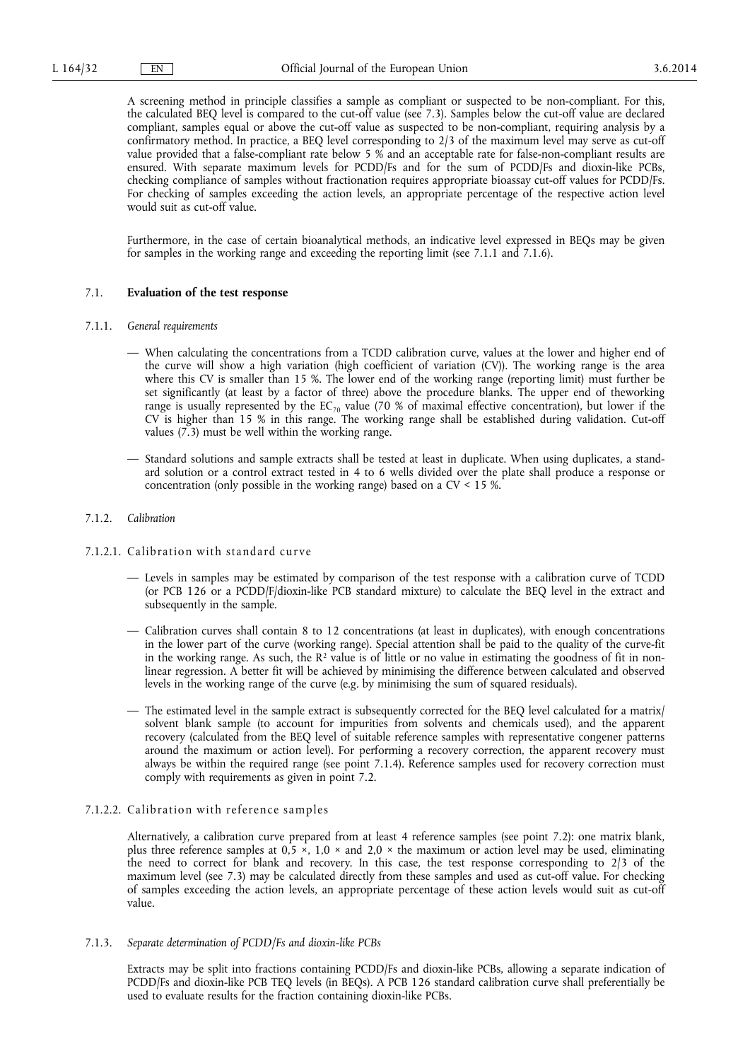A screening method in principle classifies a sample as compliant or suspected to be non-compliant. For this, the calculated BEQ level is compared to the cut-off value (see 7.3). Samples below the cut-off value are declared compliant, samples equal or above the cut-off value as suspected to be non-compliant, requiring analysis by a confirmatory method. In practice, a BEQ level corresponding to 2/3 of the maximum level may serve as cut-off value provided that a false-compliant rate below 5 % and an acceptable rate for false-non-compliant results are ensured. With separate maximum levels for PCDD/Fs and for the sum of PCDD/Fs and dioxin-like PCBs, checking compliance of samples without fractionation requires appropriate bioassay cut-off values for PCDD/Fs. For checking of samples exceeding the action levels, an appropriate percentage of the respective action level would suit as cut-off value.

Furthermore, in the case of certain bioanalytical methods, an indicative level expressed in BEQs may be given for samples in the working range and exceeding the reporting limit (see 7.1.1 and 7.1.6).

## 7.1. **Evaluation of the test response**

### 7.1.1. *General requirements*

- When calculating the concentrations from a TCDD calibration curve, values at the lower and higher end of the curve will show a high variation (high coefficient of variation (CV)). The working range is the area where this CV is smaller than 15 %. The lower end of the working range (reporting limit) must further be set significantly (at least by a factor of three) above the procedure blanks. The upper end of theworking range is usually represented by the $EC_{70}$ value (70 % of maximal effective concentration), but lower if the CV is higher than 15 % in this range. The working range shall be established during validation. Cut-off values (7.3) must be well within the working range.
- Standard solutions and sample extracts shall be tested at least in duplicate. When using duplicates, a standard solution or a control extract tested in 4 to 6 wells divided over the plate shall produce a response or concentration (only possible in the working range) based on a CV < 15 %.

### 7.1.2. *Calibration*

#### 7.1.2.1. Calibration with standard curve

- Levels in samples may be estimated by comparison of the test response with a calibration curve of TCDD (or PCB 126 or a PCDD/F/dioxin-like PCB standard mixture) to calculate the BEQ level in the extract and subsequently in the sample.
- Calibration curves shall contain 8 to 12 concentrations (at least in duplicates), with enough concentrations in the lower part of the curve (working range). Special attention shall be paid to the quality of the curve-fit in the working range. As such, the $R^2$ value is of little or no value in estimating the goodness of fit in non-linear regression. A better fit will be achieved by minimising the difference between calculated and observed levels in the working range of the curve (e.g. by minimising the sum of squared residuals).
- The estimated level in the sample extract is subsequently corrected for the BEQ level calculated for a matrix/solvent blank sample (to account for impurities from solvents and chemicals used), and the apparent recovery (calculated from the BEQ level of suitable reference samples with representative congener patterns around the maximum or action level). For performing a recovery correction, the apparent recovery must always be within the required range (see point 7.1.4). Reference samples used for recovery correction must comply with requirements as given in point 7.2.

#### 7.1.2.2. Calibration with reference samples

Alternatively, a calibration curve prepared from at least 4 reference samples (see point 7.2): one matrix blank, plus three reference samples at 0,5 ×, 1,0 × and 2,0 × the maximum or action level may be used, eliminating the need to correct for blank and recovery. In this case, the test response corresponding to 2/3 of the maximum level (see 7.3) may be calculated directly from these samples and used as cut-off value. For checking of samples exceeding the action levels, an appropriate percentage of these action levels would suit as cut-off value.

### 7.1.3. *Separate determination of PCDD/Fs and dioxin-like PCBs*

Extracts may be split into fractions containing PCDD/Fs and dioxin-like PCBs, allowing a separate indication of PCDD/Fs and dioxin-like PCB TEQ levels (in BEQs). A PCB 126 standard calibration curve shall preferentially be used to evaluate results for the fraction containing dioxin-like PCBs.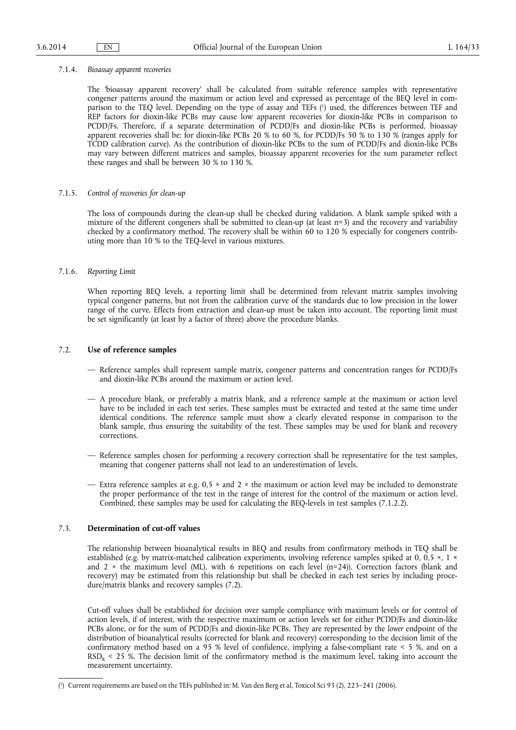7.1.4. *Bioassay apparent recoveries*

The 'bioassay apparent recovery' shall be calculated from suitable reference samples with representative congener patterns around the maximum or action level and expressed as percentage of the BEQ level in comparison to the TEQ level. Depending on the type of assay and TEFs [1] used, the differences between TEF and REP factors for dioxin-like PCBs may cause low apparent recoveries for dioxin-like PCBs in comparison to PCDD/Fs. Therefore, if a separate determination of PCDD/Fs and dioxin-like PCBs is performed, bioassay apparent recoveries shall be: for dioxin-like PCBs 20 % to 60 %, for PCDD/Fs 50 % to 130 % (ranges apply for TCDD calibration curve). As the contribution of dioxin-like PCBs to the sum of PCDD/Fs and dioxin-like PCBs may vary between different matrices and samples, bioassay apparent recoveries for the sum parameter reflect these ranges and shall be between 30 % to 130 %.

7.1.5. *Control of recoveries for clean-up*

The loss of compounds during the clean-up shall be checked during validation. A blank sample spiked with a mixture of the different congeners shall be submitted to clean-up (at least n=3) and the recovery and variability checked by a confirmatory method. The recovery shall be within 60 to 120 % especially for congeners contributing more than 10 % to the TEQ-level in various mixtures.

7.1.6. *Reporting Limit*

When reporting BEQ levels, a reporting limit shall be determined from relevant matrix samples involving typical congener patterns, but not from the calibration curve of the standards due to low precision in the lower range of the curve. Effects from extraction and clean-up must be taken into account. The reporting limit must be set significantly (at least by a factor of three) above the procedure blanks.

## 7.2. **Use of reference samples**

— Reference samples shall represent sample matrix, congener patterns and concentration ranges for PCDD/Fs and dioxin-like PCBs around the maximum or action level.

— A procedure blank, or preferably a matrix blank, and a reference sample at the maximum or action level have to be included in each test series. These samples must be extracted and tested at the same time under identical conditions. The reference sample must show a clearly elevated response in comparison to the blank sample, thus ensuring the suitability of the test. These samples may be used for blank and recovery corrections.

— Reference samples chosen for performing a recovery correction shall be representative for the test samples, meaning that congener patterns shall not lead to an underestimation of levels.

— Extra reference samples at e.g. 0,5 × and 2 × the maximum or action level may be included to demonstrate the proper performance of the test in the range of interest for the control of the maximum or action level. Combined, these samples may be used for calculating the BEQ-levels in test samples (7.1.2.2).

## 7.3. **Determination of cut-off values**

The relationship between bioanalytical results in BEQ and results from confirmatory methods in TEQ shall be established (e.g. by matrix-matched calibration experiments, involving reference samples spiked at 0, 0,5 ×, 1 × and 2 × the maximum level (ML), with 6 repetitions on each level (n=24)). Correction factors (blank and recovery) may be estimated from this relationship but shall be checked in each test series by including procedure/matrix blanks and recovery samples (7.2).

Cut-off values shall be established for decision over sample compliance with maximum levels or for control of action levels, if of interest, with the respective maximum or action levels set for either PCDD/Fs and dioxin-like PCBs alone, or for the sum of PCDD/Fs and dioxin-like PCBs. They are represented by the *lower* endpoint of the distribution of bioanalytical results (corrected for blank and recovery) corresponding to the decision limit of the confirmatory method based on a 95 % level of confidence, implying a false-compliant rate < 5 %, and on a $RSD_R$ < 25 %. The decision limit of the confirmatory method is the maximum level, taking into account the measurement uncertainty.

---

[1] Current requirements are based on the TEFs published in: M. Van den Berg et al, Toxicol Sci 93 (2), 223–241 (2006).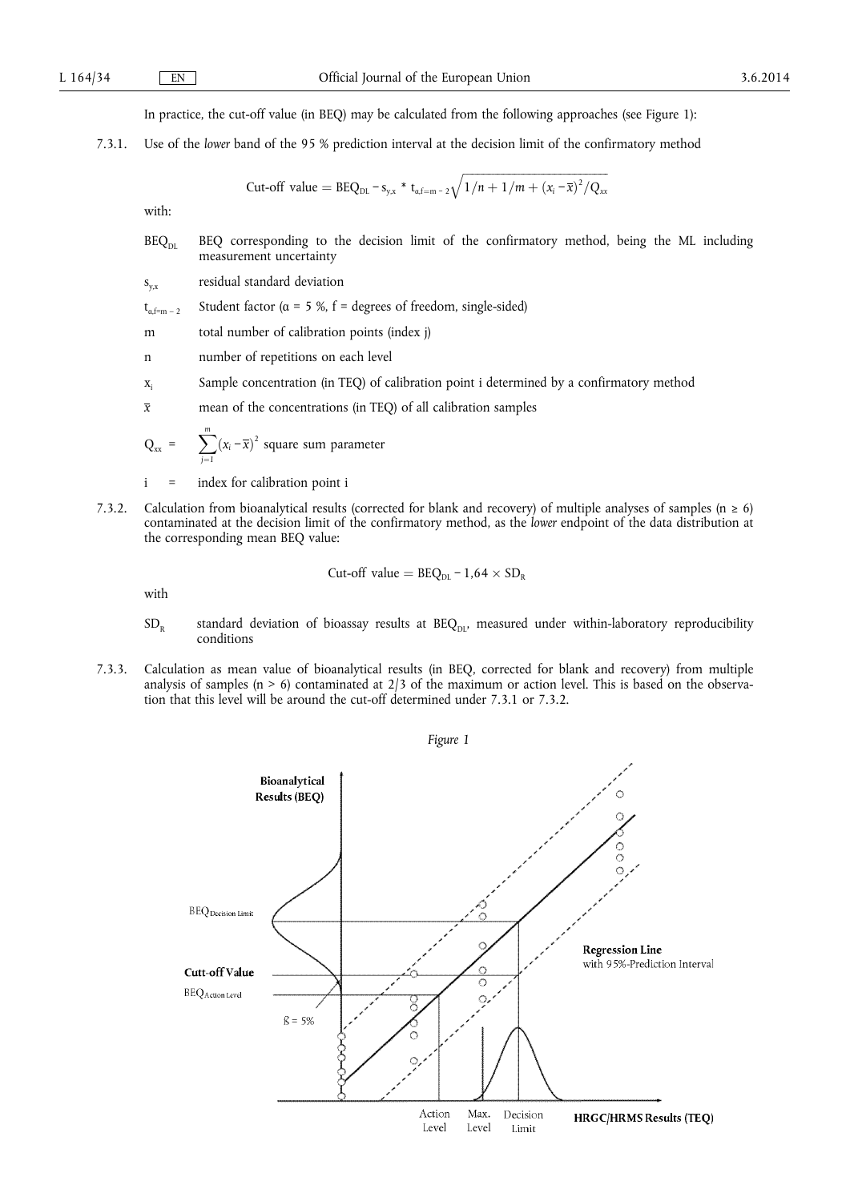In practice, the cut-off value (in BEQ) may be calculated from the following approaches (see Figure 1):

7.3.1. Use of the *lower* band of the 95 % prediction interval at the decision limit of the confirmatory method

$$\text{Cut-off value} = BEQ_{DL} - s_{y,x} * t_{\alpha,f=m-2}\sqrt{1/n + 1/m + (x_i - \bar{x})^2/Q_{xx}}$$

with:

- $BEQ_{DL}$ — BEQ corresponding to the decision limit of the confirmatory method, being the ML including measurement uncertainty
- $s_{y,x}$ — residual standard deviation
- $t_{\alpha,f=m-2}$ — Student factor ($\alpha$ = 5 %, f = degrees of freedom, single-sided)
- m — total number of calibration points (index j)
- n — number of repetitions on each level
- $x_i$ — Sample concentration (in TEQ) of calibration point i determined by a confirmatory method
- $\bar{x}$ — mean of the concentrations (in TEQ) of all calibration samples
- $Q_{xx} = \sum_{j=1}^{m}(x_i - \bar{x})^2$ square sum parameter
- i = index for calibration point i

7.3.2. Calculation from bioanalytical results (corrected for blank and recovery) of multiple analyses of samples ($n \geq 6$) contaminated at the decision limit of the confirmatory method, as the *lower* endpoint of the data distribution at the corresponding mean BEQ value:

$$\text{Cut-off value} = BEQ_{DL} - 1{,}64 \times SD_R$$

with

- $SD_R$ — standard deviation of bioassay results at $BEQ_{DL}$, measured under within-laboratory reproducibility conditions

7.3.3. Calculation as mean value of bioanalytical results (in BEQ, corrected for blank and recovery) from multiple analysis of samples ($n > 6$) contaminated at 2/3 of the maximum or action level. This is based on the observation that this level will be around the cut-off determined under 7.3.1 or 7.3.2.

*Figure 1*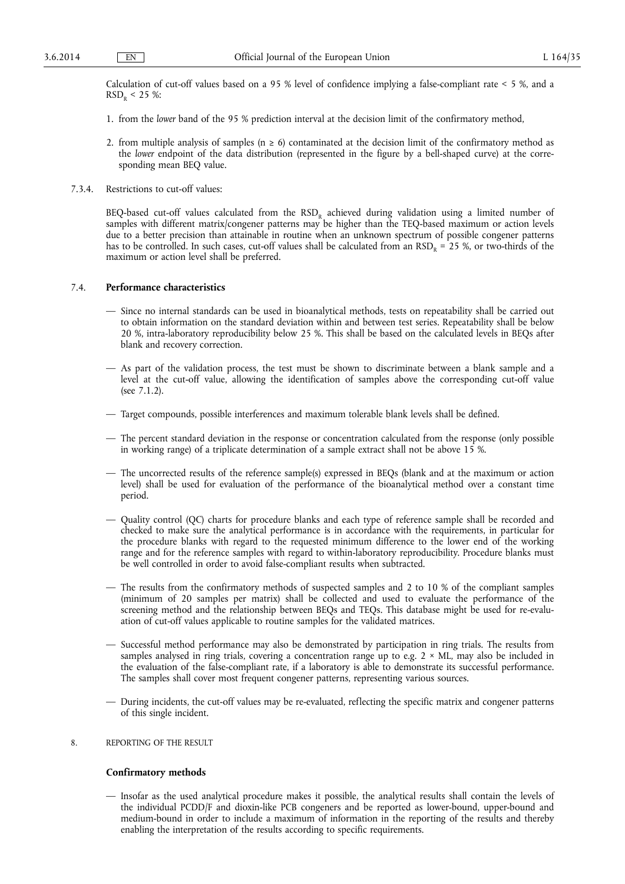Calculation of cut-off values based on a 95 % level of confidence implying a false-compliant rate < 5 %, and a $RSD_R$ < 25 %:

1. from the *lower* band of the 95 % prediction interval at the decision limit of the confirmatory method,

2. from multiple analysis of samples (n ≥ 6) contaminated at the decision limit of the confirmatory method as the *lower* endpoint of the data distribution (represented in the figure by a bell-shaped curve) at the corresponding mean BEQ value.

7.3.4. Restrictions to cut-off values:

BEQ-based cut-off values calculated from the $RSD_R$ achieved during validation using a limited number of samples with different matrix/congener patterns may be higher than the TEQ-based maximum or action levels due to a better precision than attainable in routine when an unknown spectrum of possible congener patterns has to be controlled. In such cases, cut-off values shall be calculated from an $RSD_R$ = 25 %, or two-thirds of the maximum or action level shall be preferred.

### 7.4. Performance characteristics

— Since no internal standards can be used in bioanalytical methods, tests on repeatability shall be carried out to obtain information on the standard deviation within and between test series. Repeatability shall be below 20 %, intra-laboratory reproducibility below 25 %. This shall be based on the calculated levels in BEQs after blank and recovery correction.

— As part of the validation process, the test must be shown to discriminate between a blank sample and a level at the cut-off value, allowing the identification of samples above the corresponding cut-off value (see 7.1.2).

— Target compounds, possible interferences and maximum tolerable blank levels shall be defined.

— The percent standard deviation in the response or concentration calculated from the response (only possible in working range) of a triplicate determination of a sample extract shall not be above 15 %.

— The uncorrected results of the reference sample(s) expressed in BEQs (blank and at the maximum or action level) shall be used for evaluation of the performance of the bioanalytical method over a constant time period.

— Quality control (QC) charts for procedure blanks and each type of reference sample shall be recorded and checked to make sure the analytical performance is in accordance with the requirements, in particular for the procedure blanks with regard to the requested minimum difference to the lower end of the working range and for the reference samples with regard to within-laboratory reproducibility. Procedure blanks must be well controlled in order to avoid false-compliant results when subtracted.

— The results from the confirmatory methods of suspected samples and 2 to 10 % of the compliant samples (minimum of 20 samples per matrix) shall be collected and used to evaluate the performance of the screening method and the relationship between BEQs and TEQs. This database might be used for re-evaluation of cut-off values applicable to routine samples for the validated matrices.

— Successful method performance may also be demonstrated by participation in ring trials. The results from samples analysed in ring trials, covering a concentration range up to e.g. 2 × ML, may also be included in the evaluation of the false-compliant rate, if a laboratory is able to demonstrate its successful performance. The samples shall cover most frequent congener patterns, representing various sources.

— During incidents, the cut-off values may be re-evaluated, reflecting the specific matrix and congener patterns of this single incident.

## 8. REPORTING OF THE RESULT

### Confirmatory methods

— Insofar as the used analytical procedure makes it possible, the analytical results shall contain the levels of the individual PCDD/F and dioxin-like PCB congeners and be reported as lower-bound, upper-bound and medium-bound in order to include a maximum of information in the reporting of the results and thereby enabling the interpretation of the results according to specific requirements.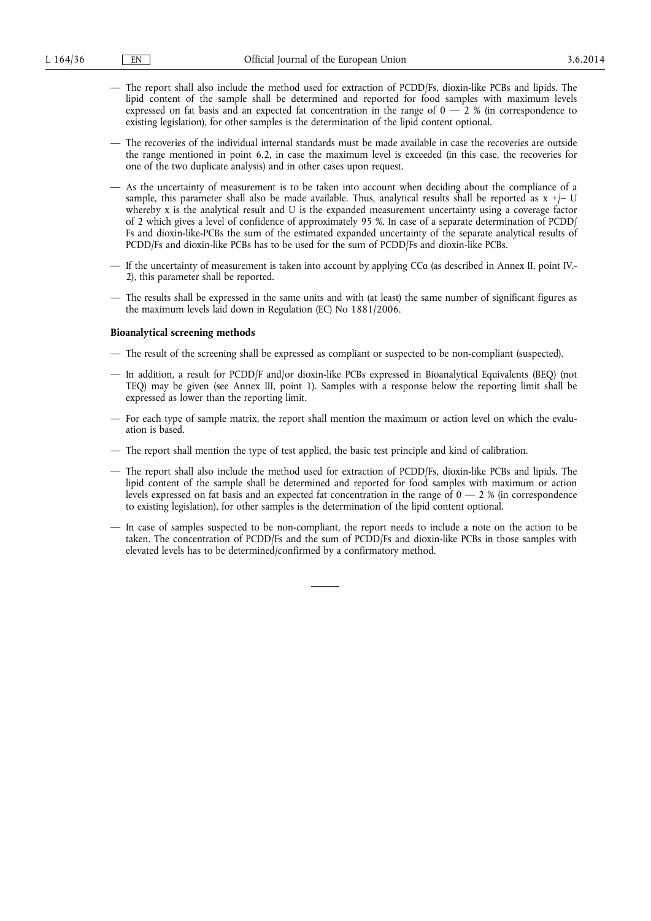— The report shall also include the method used for extraction of PCDD/Fs, dioxin-like PCBs and lipids. The lipid content of the sample shall be determined and reported for food samples with maximum levels expressed on fat basis and an expected fat concentration in the range of 0 — 2 % (in correspondence to existing legislation), for other samples is the determination of the lipid content optional.

— The recoveries of the individual internal standards must be made available in case the recoveries are outside the range mentioned in point 6.2, in case the maximum level is exceeded (in this case, the recoveries for one of the two duplicate analysis) and in other cases upon request.

— As the uncertainty of measurement is to be taken into account when deciding about the compliance of a sample, this parameter shall also be made available. Thus, analytical results shall be reported as x +/– U whereby x is the analytical result and U is the expanded measurement uncertainty using a coverage factor of 2 which gives a level of confidence of approximately 95 %. In case of a separate determination of PCDD/Fs and dioxin-like-PCBs the sum of the estimated expanded uncertainty of the separate analytical results of PCDD/Fs and dioxin-like PCBs has to be used for the sum of PCDD/Fs and dioxin-like PCBs.

— If the uncertainty of measurement is taken into account by applying CCα (as described in Annex II, point IV.-2), this parameter shall be reported.

— The results shall be expressed in the same units and with (at least) the same number of significant figures as the maximum levels laid down in Regulation (EC) No 1881/2006.

**Bioanalytical screening methods**

— The result of the screening shall be expressed as compliant or suspected to be non-compliant (suspected).

— In addition, a result for PCDD/F and/or dioxin-like PCBs expressed in Bioanalytical Equivalents (BEQ) (not TEQ) may be given (see Annex III, point 1). Samples with a response below the reporting limit shall be expressed as lower than the reporting limit.

— For each type of sample matrix, the report shall mention the maximum or action level on which the evaluation is based.

— The report shall mention the type of test applied, the basic test principle and kind of calibration.

— The report shall also include the method used for extraction of PCDD/Fs, dioxin-like PCBs and lipids. The lipid content of the sample shall be determined and reported for food samples with maximum or action levels expressed on fat basis and an expected fat concentration in the range of 0 — 2 % (in correspondence to existing legislation), for other samples is the determination of the lipid content optional.

— In case of samples suspected to be non-compliant, the report needs to include a note on the action to be taken. The concentration of PCDD/Fs and the sum of PCDD/Fs and dioxin-like PCBs in those samples with elevated levels has to be determined/confirmed by a confirmatory method.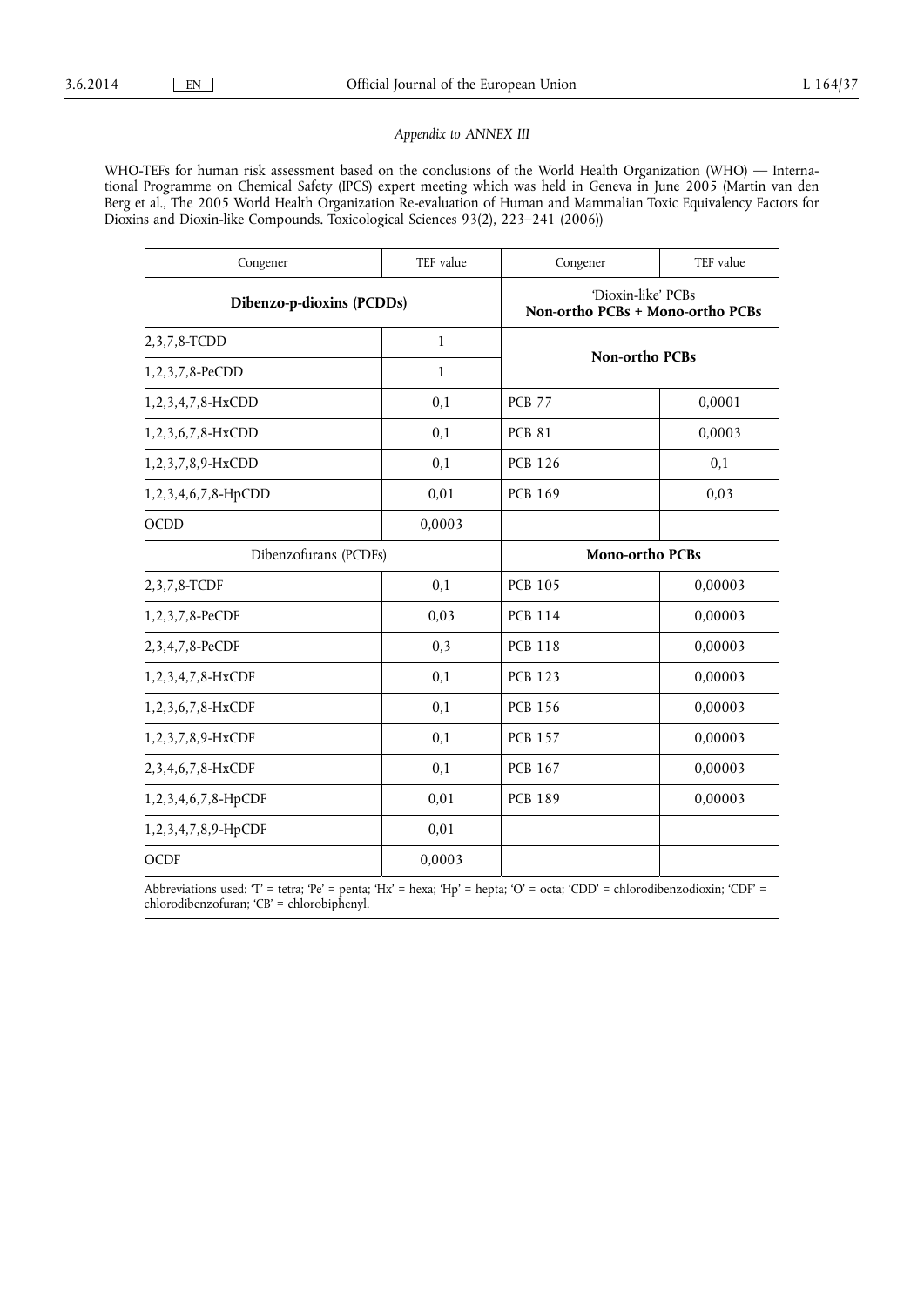*Appendix to ANNEX III*

WHO-TEFs for human risk assessment based on the conclusions of the World Health Organization (WHO) — International Programme on Chemical Safety (IPCS) expert meeting which was held in Geneva in June 2005 (Martin van den Berg et al., The 2005 World Health Organization Re-evaluation of Human and Mammalian Toxic Equivalency Factors for Dioxins and Dioxin-like Compounds. Toxicological Sciences 93(2), 223–241 (2006))

| Congener | TEF value | Congener | TEF value |
|---|---|---|---|
| **Dibenzo-p-dioxins (PCDDs)** | | 'Dioxin-like' PCBs **Non-ortho PCBs + Mono-ortho PCBs** | |
| 2,3,7,8-TCDD | 1 | **Non-ortho PCBs** | |
| 1,2,3,7,8-PeCDD | 1 | | |
| 1,2,3,4,7,8-HxCDD | 0,1 | PCB 77 | 0,0001 |
| 1,2,3,6,7,8-HxCDD | 0,1 | PCB 81 | 0,0003 |
| 1,2,3,7,8,9-HxCDD | 0,1 | PCB 126 | 0,1 |
| 1,2,3,4,6,7,8-HpCDD | 0,01 | PCB 169 | 0,03 |
| OCDD | 0,0003 | | |
| Dibenzofurans (PCDFs) | | **Mono-ortho PCBs** | |
| 2,3,7,8-TCDF | 0,1 | PCB 105 | 0,00003 |
| 1,2,3,7,8-PeCDF | 0,03 | PCB 114 | 0,00003 |
| 2,3,4,7,8-PeCDF | 0,3 | PCB 118 | 0,00003 |
| 1,2,3,4,7,8-HxCDF | 0,1 | PCB 123 | 0,00003 |
| 1,2,3,6,7,8-HxCDF | 0,1 | PCB 156 | 0,00003 |
| 1,2,3,7,8,9-HxCDF | 0,1 | PCB 157 | 0,00003 |
| 2,3,4,6,7,8-HxCDF | 0,1 | PCB 167 | 0,00003 |
| 1,2,3,4,6,7,8-HpCDF | 0,01 | PCB 189 | 0,00003 |
| 1,2,3,4,7,8,9-HpCDF | 0,01 | | |
| OCDF | 0,0003 | | |

Abbreviations used: 'T' = tetra; 'Pe' = penta; 'Hx' = hexa; 'Hp' = hepta; 'O' = octa; 'CDD' = chlorodibenzodioxin; 'CDF' = chlorodibenzofuran; 'CB' = chlorobiphenyl.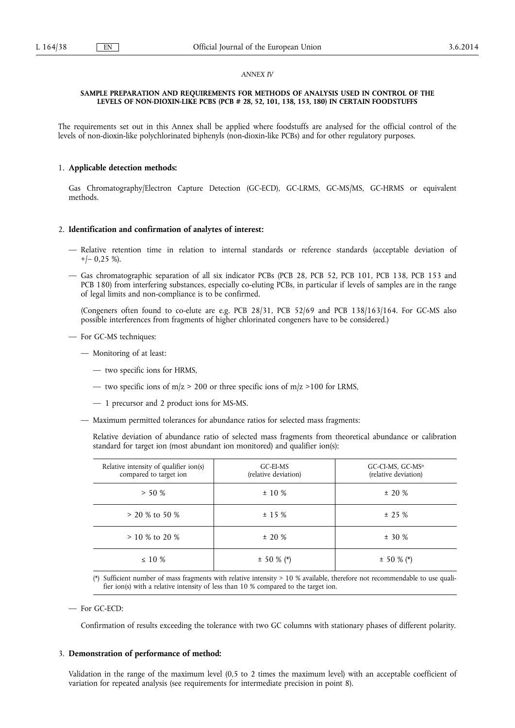*ANNEX IV*

**SAMPLE PREPARATION AND REQUIREMENTS FOR METHODS OF ANALYSIS USED IN CONTROL OF THE LEVELS OF NON-DIOXIN-LIKE PCBS (PCB # 28, 52, 101, 138, 153, 180) IN CERTAIN FOODSTUFFS**

The requirements set out in this Annex shall be applied where foodstuffs are analysed for the official control of the levels of non-dioxin-like polychlorinated biphenyls (non-dioxin-like PCBs) and for other regulatory purposes.

1. **Applicable detection methods:**

   Gas Chromatography/Electron Capture Detection (GC-ECD), GC-LRMS, GC-MS/MS, GC-HRMS or equivalent methods.

2. **Identification and confirmation of analytes of interest:**

   — Relative retention time in relation to internal standards or reference standards (acceptable deviation of +/– 0,25 %).

   — Gas chromatographic separation of all six indicator PCBs (PCB 28, PCB 52, PCB 101, PCB 138, PCB 153 and PCB 180) from interfering substances, especially co-eluting PCBs, in particular if levels of samples are in the range of legal limits and non-compliance is to be confirmed.

   (Congeners often found to co-elute are e.g. PCB 28/31, PCB 52/69 and PCB 138/163/164. For GC-MS also possible interferences from fragments of higher chlorinated congeners have to be considered.)

   — For GC-MS techniques:

   — Monitoring of at least:

   — two specific ions for HRMS,

   — two specific ions of m/z > 200 or three specific ions of m/z >100 for LRMS,

   — 1 precursor and 2 product ions for MS-MS.

   — Maximum permitted tolerances for abundance ratios for selected mass fragments:

   Relative deviation of abundance ratio of selected mass fragments from theoretical abundance or calibration standard for target ion (most abundant ion monitored) and qualifier ion(s):

| Relative intensity of qualifier ion(s) compared to target ion | GC-EI-MS (relative deviation) | GC-CI-MS, GC-MS$^n$ (relative deviation) |
|---|---|---|
| > 50 % | ± 10 % | ± 20 % |
| > 20 % to 50 % | ± 15 % | ± 25 % |
| > 10 % to 20 % | ± 20 % | ± 30 % |
| ≤ 10 % | ± 50 % (*) | ± 50 % (*) |

   (*) Sufficient number of mass fragments with relative intensity > 10 % available, therefore not recommendable to use qualifier ion(s) with a relative intensity of less than 10 % compared to the target ion.

   — For GC-ECD:

   Confirmation of results exceeding the tolerance with two GC columns with stationary phases of different polarity.

3. **Demonstration of performance of method:**

   Validation in the range of the maximum level (0,5 to 2 times the maximum level) with an acceptable coefficient of variation for repeated analysis (see requirements for intermediate precision in point 8).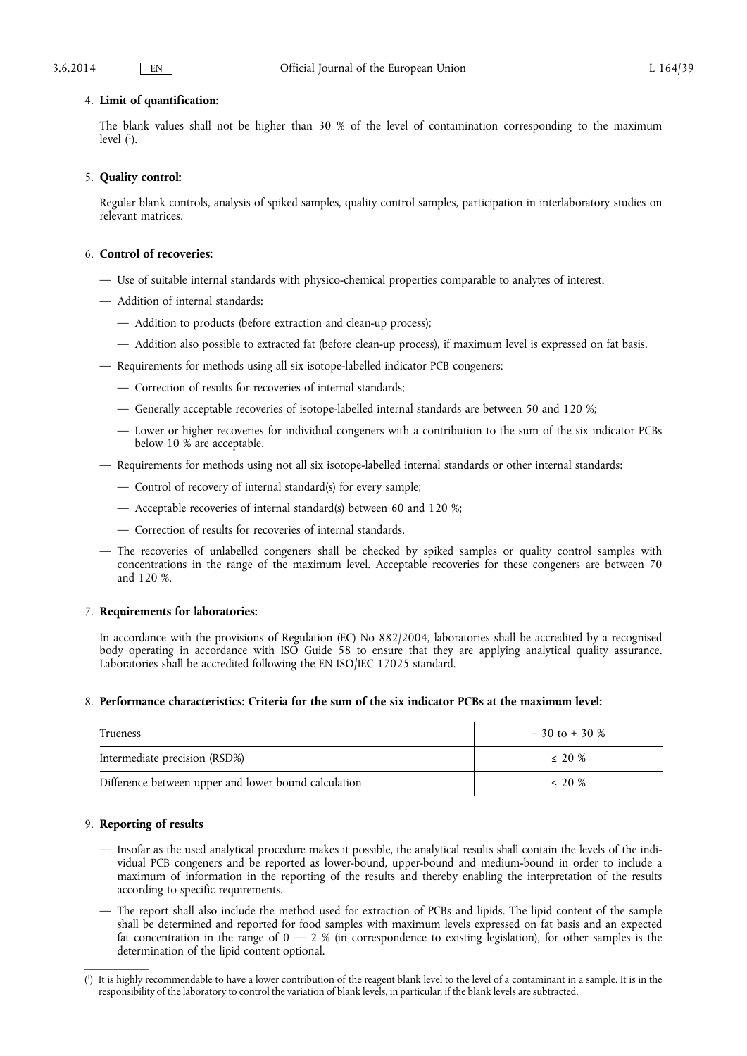4. **Limit of quantification:**

   The blank values shall not be higher than 30 % of the level of contamination corresponding to the maximum level [1].

5. **Quality control:**

   Regular blank controls, analysis of spiked samples, quality control samples, participation in interlaboratory studies on relevant matrices.

6. **Control of recoveries:**

   — Use of suitable internal standards with physico-chemical properties comparable to analytes of interest.

   — Addition of internal standards:

     — Addition to products (before extraction and clean-up process);

     — Addition also possible to extracted fat (before clean-up process), if maximum level is expressed on fat basis.

   — Requirements for methods using all six isotope-labelled indicator PCB congeners:

     — Correction of results for recoveries of internal standards;

     — Generally acceptable recoveries of isotope-labelled internal standards are between 50 and 120 %;

     — Lower or higher recoveries for individual congeners with a contribution to the sum of the six indicator PCBs below 10 % are acceptable.

   — Requirements for methods using not all six isotope-labelled internal standards or other internal standards:

     — Control of recovery of internal standard(s) for every sample;

     — Acceptable recoveries of internal standard(s) between 60 and 120 %;

     — Correction of results for recoveries of internal standards.

   — The recoveries of unlabelled congeners shall be checked by spiked samples or quality control samples with concentrations in the range of the maximum level. Acceptable recoveries for these congeners are between 70 and 120 %.

7. **Requirements for laboratories:**

   In accordance with the provisions of Regulation (EC) No 882/2004, laboratories shall be accredited by a recognised body operating in accordance with ISO Guide 58 to ensure that they are applying analytical quality assurance. Laboratories shall be accredited following the EN ISO/IEC 17025 standard.

8. **Performance characteristics: Criteria for the sum of the six indicator PCBs at the maximum level:**

| Trueness | – 30 to + 30 % |
|---|---|
| Intermediate precision (RSD%) | ≤ 20 % |
| Difference between upper and lower bound calculation | ≤ 20 % |

9. **Reporting of results**

   — Insofar as the used analytical procedure makes it possible, the analytical results shall contain the levels of the individual PCB congeners and be reported as lower-bound, upper-bound and medium-bound in order to include a maximum of information in the reporting of the results and thereby enabling the interpretation of the results according to specific requirements.

   — The report shall also include the method used for extraction of PCBs and lipids. The lipid content of the sample shall be determined and reported for food samples with maximum levels expressed on fat basis and an expected fat concentration in the range of 0 — 2 % (in correspondence to existing legislation), for other samples is the determination of the lipid content optional.

---

[1] It is highly recommendable to have a lower contribution of the reagent blank level to the level of a contaminant in a sample. It is in the responsibility of the laboratory to control the variation of blank levels, in particular, if the blank levels are subtracted.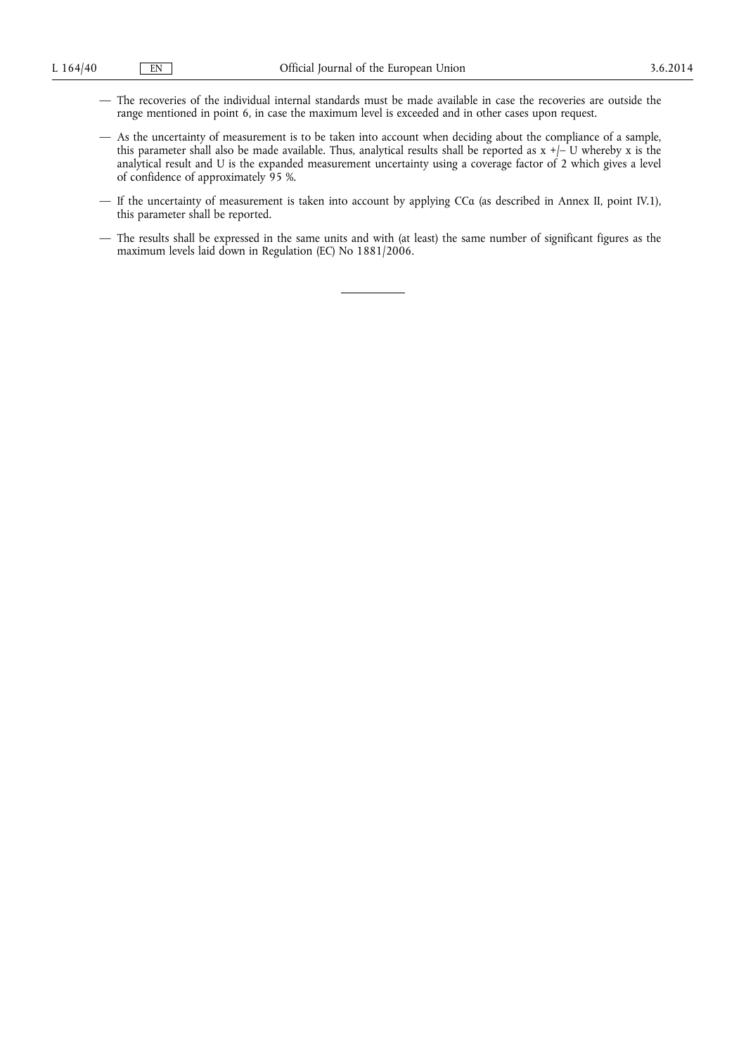— The recoveries of the individual internal standards must be made available in case the recoveries are outside the range mentioned in point 6, in case the maximum level is exceeded and in other cases upon request.

— As the uncertainty of measurement is to be taken into account when deciding about the compliance of a sample, this parameter shall also be made available. Thus, analytical results shall be reported as x +/− U whereby x is the analytical result and U is the expanded measurement uncertainty using a coverage factor of 2 which gives a level of confidence of approximately 95 %.

— If the uncertainty of measurement is taken into account by applying CCα (as described in Annex II, point IV.1), this parameter shall be reported.

— The results shall be expressed in the same units and with (at least) the same number of significant figures as the maximum levels laid down in Regulation (EC) No 1881/2006.